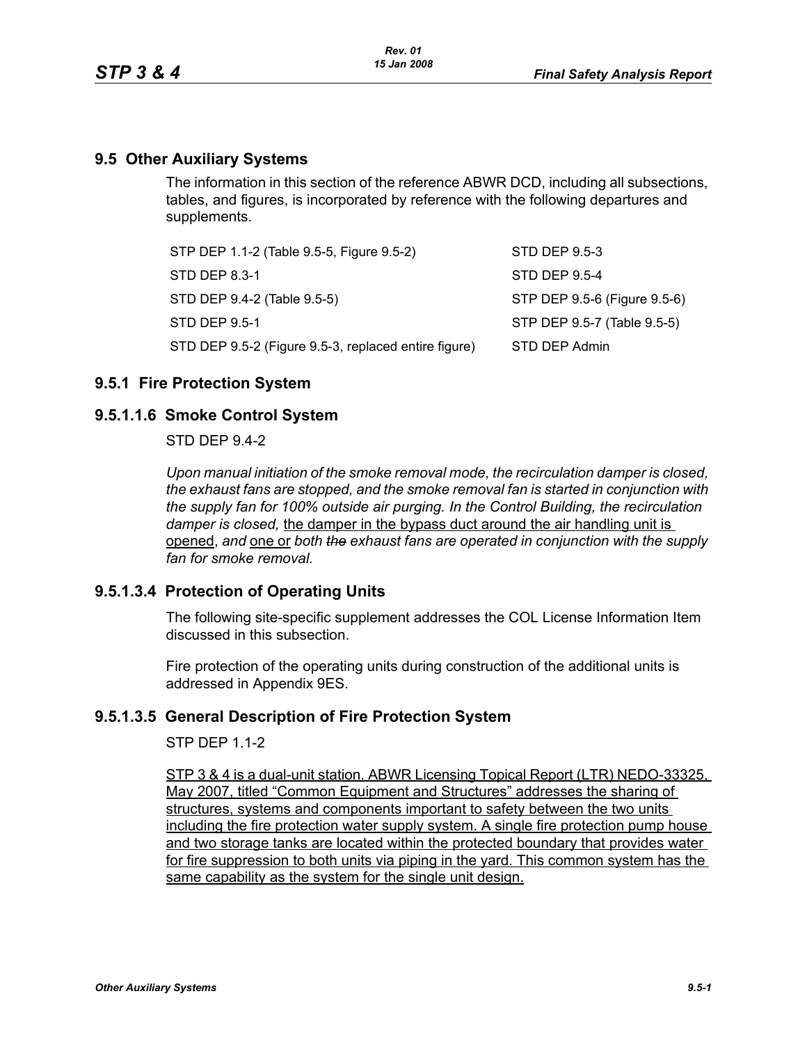## 9.5 Other Auxiliary Systems

The information in this section of the reference ABWR DCD, including all subsections, tables, and figures, is incorporated by reference with the following departures and supplements.

| | |
|---|---|
| STP DEP 1.1-2 (Table 9.5-5, Figure 9.5-2) | STD DEP 9.5-3 |
| STD DEP 8.3-1 | STD DEP 9.5-4 |
| STD DEP 9.4-2 (Table 9.5-5) | STP DEP 9.5-6 (Figure 9.5-6) |
| STD DEP 9.5-1 | STP DEP 9.5-7 (Table 9.5-5) |
| STD DEP 9.5-2 (Figure 9.5-3, replaced entire figure) | STD DEP Admin |

## 9.5.1 Fire Protection System

## 9.5.1.1.6 Smoke Control System

STD DEP 9.4-2

*Upon manual initiation of the smoke removal mode, the recirculation damper is closed, the exhaust fans are stopped, and the smoke removal fan is started in conjunction with the supply fan for 100% outside air purging. In the Control Building, the recirculation damper is closed,* the damper in the bypass duct around the air handling unit is opened, *and* one or *both* ~~*the*~~ *exhaust fans are operated in conjunction with the supply fan for smoke removal.*

## 9.5.1.3.4 Protection of Operating Units

The following site-specific supplement addresses the COL License Information Item discussed in this subsection.

Fire protection of the operating units during construction of the additional units is addressed in Appendix 9ES.

## 9.5.1.3.5 General Description of Fire Protection System

STP DEP 1.1-2

STP 3 & 4 is a dual-unit station. ABWR Licensing Topical Report (LTR) NEDO-33325, May 2007, titled "Common Equipment and Structures" addresses the sharing of structures, systems and components important to safety between the two units including the fire protection water supply system. A single fire protection pump house and two storage tanks are located within the protected boundary that provides water for fire suppression to both units via piping in the yard. This common system has the same capability as the system for the single unit design.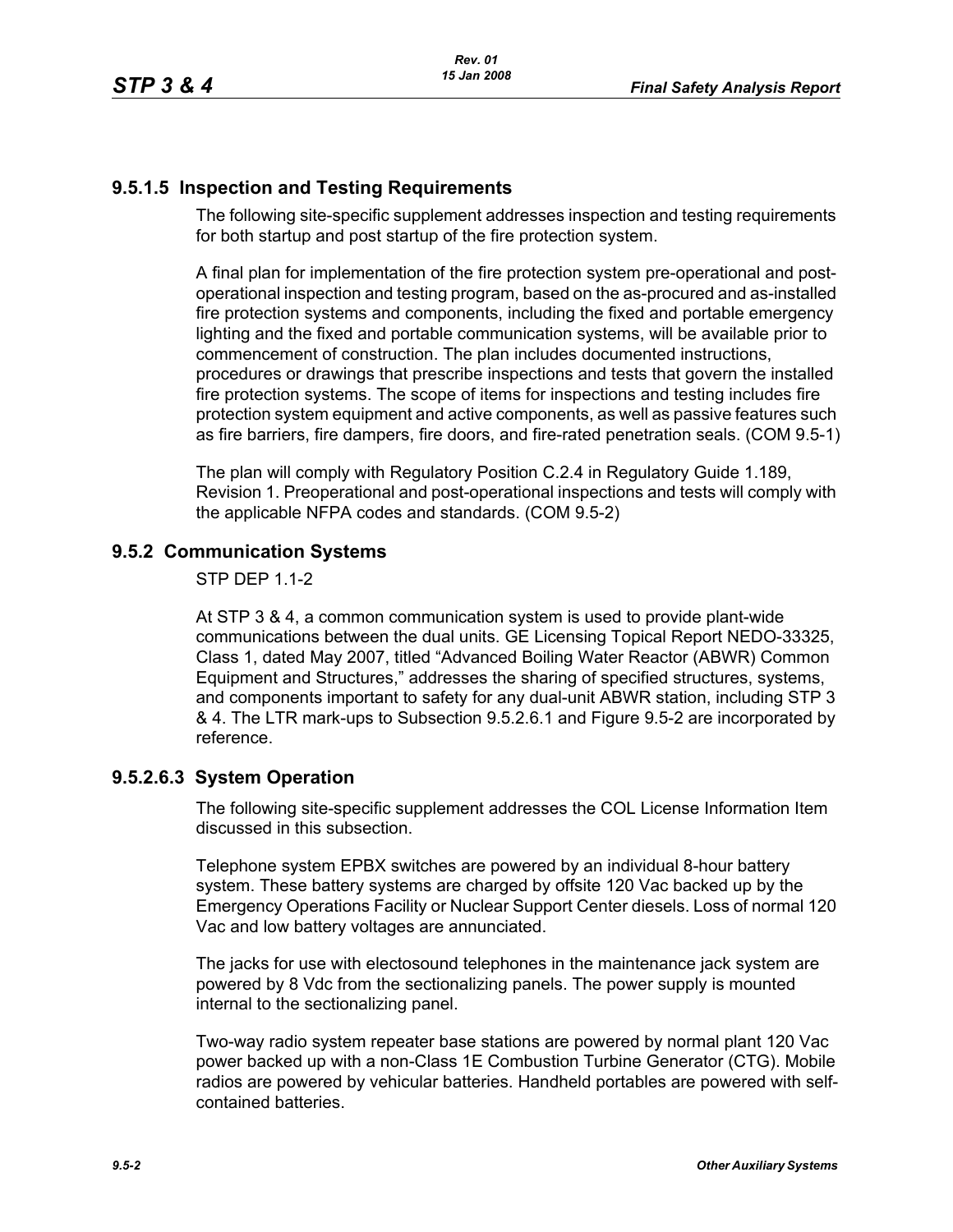## 9.5.1.5 Inspection and Testing Requirements

The following site-specific supplement addresses inspection and testing requirements for both startup and post startup of the fire protection system.

A final plan for implementation of the fire protection system pre-operational and post-operational inspection and testing program, based on the as-procured and as-installed fire protection systems and components, including the fixed and portable emergency lighting and the fixed and portable communication systems, will be available prior to commencement of construction. The plan includes documented instructions, procedures or drawings that prescribe inspections and tests that govern the installed fire protection systems. The scope of items for inspections and testing includes fire protection system equipment and active components, as well as passive features such as fire barriers, fire dampers, fire doors, and fire-rated penetration seals. (COM 9.5-1)

The plan will comply with Regulatory Position C.2.4 in Regulatory Guide 1.189, Revision 1. Preoperational and post-operational inspections and tests will comply with the applicable NFPA codes and standards. (COM 9.5-2)

## 9.5.2 Communication Systems

STP DEP 1.1-2

At STP 3 & 4, a common communication system is used to provide plant-wide communications between the dual units. GE Licensing Topical Report NEDO-33325, Class 1, dated May 2007, titled “Advanced Boiling Water Reactor (ABWR) Common Equipment and Structures,” addresses the sharing of specified structures, systems, and components important to safety for any dual-unit ABWR station, including STP 3 & 4. The LTR mark-ups to Subsection 9.5.2.6.1 and Figure 9.5-2 are incorporated by reference.

## 9.5.2.6.3 System Operation

The following site-specific supplement addresses the COL License Information Item discussed in this subsection.

Telephone system EPBX switches are powered by an individual 8-hour battery system. These battery systems are charged by offsite 120 Vac backed up by the Emergency Operations Facility or Nuclear Support Center diesels. Loss of normal 120 Vac and low battery voltages are annunciated.

The jacks for use with electosound telephones in the maintenance jack system are powered by 8 Vdc from the sectionalizing panels. The power supply is mounted internal to the sectionalizing panel.

Two-way radio system repeater base stations are powered by normal plant 120 Vac power backed up with a non-Class 1E Combustion Turbine Generator (CTG). Mobile radios are powered by vehicular batteries. Handheld portables are powered with self-contained batteries.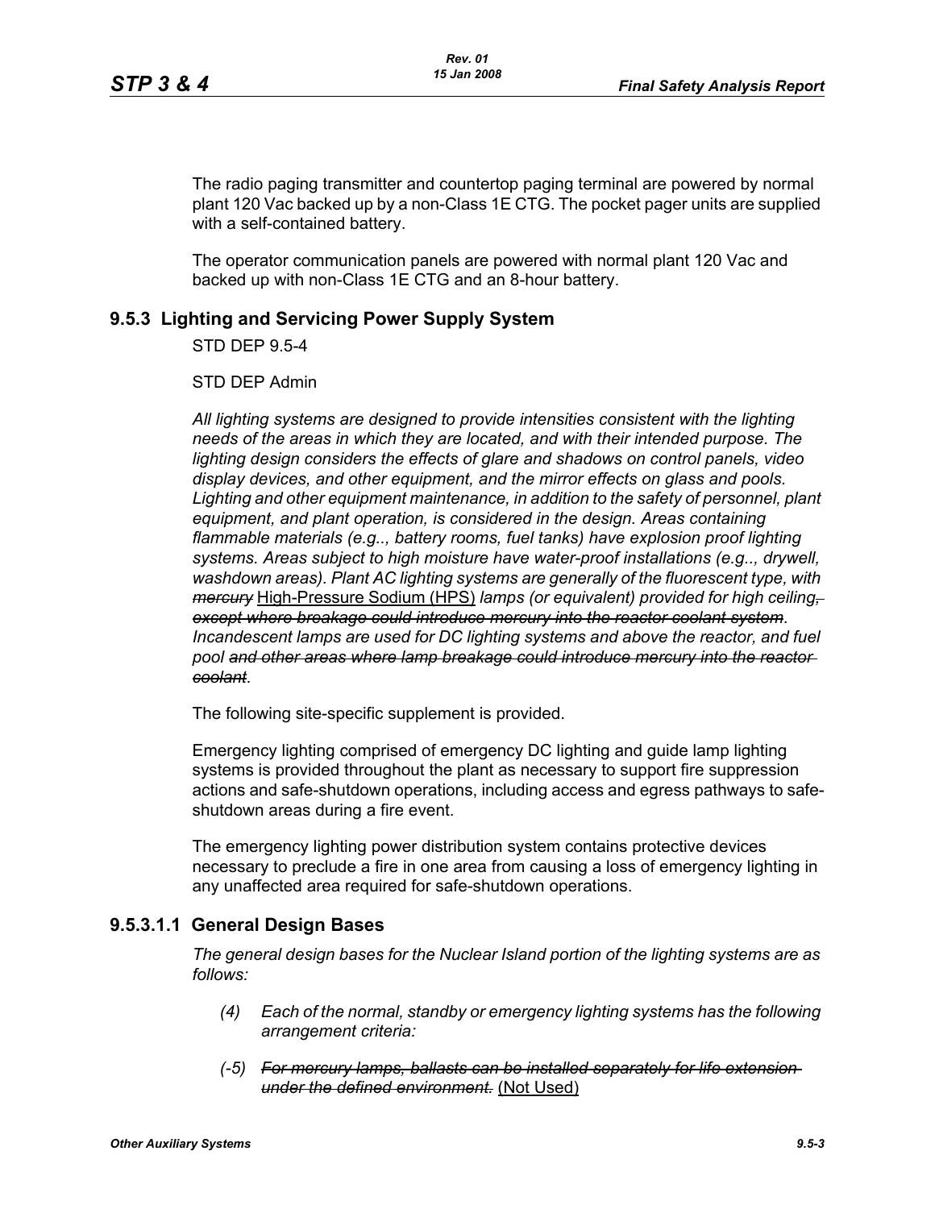The radio paging transmitter and countertop paging terminal are powered by normal plant 120 Vac backed up by a non-Class 1E CTG. The pocket pager units are supplied with a self-contained battery.

The operator communication panels are powered with normal plant 120 Vac and backed up with non-Class 1E CTG and an 8-hour battery.

## 9.5.3 Lighting and Servicing Power Supply System

STD DEP 9.5-4

STD DEP Admin

*All lighting systems are designed to provide intensities consistent with the lighting needs of the areas in which they are located, and with their intended purpose. The lighting design considers the effects of glare and shadows on control panels, video display devices, and other equipment, and the mirror effects on glass and pools. Lighting and other equipment maintenance, in addition to the safety of personnel, plant equipment, and plant operation, is considered in the design. Areas containing flammable materials (e.g.., battery rooms, fuel tanks) have explosion proof lighting systems. Areas subject to high moisture have water-proof installations (e.g.., drywell, washdown areas). Plant AC lighting systems are generally of the fluorescent type, with ~~mercury~~* <u>High-Pressure Sodium (HPS)</u> *lamps (or equivalent) provided for high ceiling~~, except where breakage could introduce mercury into the reactor coolant system~~. Incandescent lamps are used for DC lighting systems and above the reactor, and fuel pool ~~and other areas where lamp breakage could introduce mercury into the reactor coolant~~.*

The following site-specific supplement is provided.

Emergency lighting comprised of emergency DC lighting and guide lamp lighting systems is provided throughout the plant as necessary to support fire suppression actions and safe-shutdown operations, including access and egress pathways to safe-shutdown areas during a fire event.

The emergency lighting power distribution system contains protective devices necessary to preclude a fire in one area from causing a loss of emergency lighting in any unaffected area required for safe-shutdown operations.

### 9.5.3.1.1 General Design Bases

*The general design bases for the Nuclear Island portion of the lighting systems are as follows:*

*(4) Each of the normal, standby or emergency lighting systems has the following arrangement criteria:*

*(-5) ~~For mercury lamps, ballasts can be installed separately for life extension under the defined environment.~~* <u>(Not Used)</u>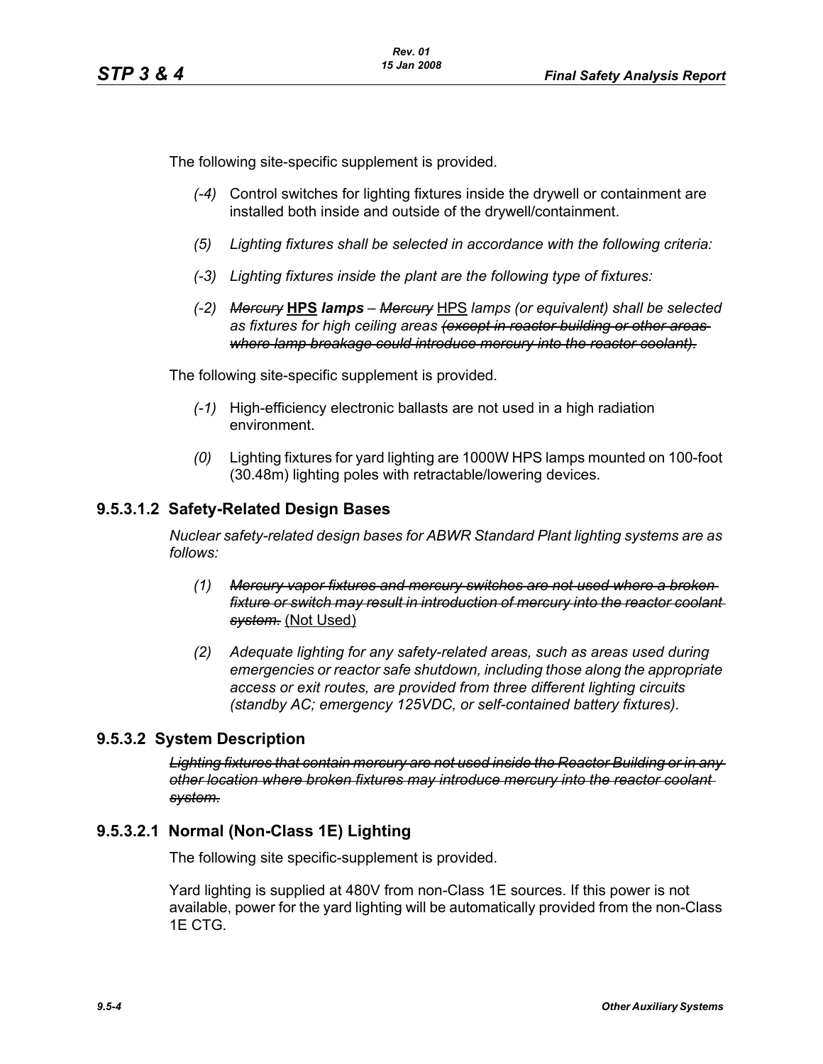The following site-specific supplement is provided.

*(-4)* Control switches for lighting fixtures inside the drywell or containment are installed both inside and outside of the drywell/containment.

*(5) Lighting fixtures shall be selected in accordance with the following criteria:*

*(-3) Lighting fixtures inside the plant are the following type of fixtures:*

*(-2) ~~Mercury~~ **HPS** **lamps** – ~~Mercury~~ HPS lamps (or equivalent) shall be selected as fixtures for high ceiling areas ~~(except in reactor building or other areas where lamp breakage could introduce mercury into the reactor coolant).~~*

The following site-specific supplement is provided.

*(-1)* High-efficiency electronic ballasts are not used in a high radiation environment.

*(0)* Lighting fixtures for yard lighting are 1000W HPS lamps mounted on 100-foot (30.48m) lighting poles with retractable/lowering devices.

## 9.5.3.1.2 Safety-Related Design Bases

*Nuclear safety-related design bases for ABWR Standard Plant lighting systems are as follows:*

*(1) ~~Mercury vapor fixtures and mercury switches are not used where a broken fixture or switch may result in introduction of mercury into the reactor coolant system.~~* (Not Used)

*(2) Adequate lighting for any safety-related areas, such as areas used during emergencies or reactor safe shutdown, including those along the appropriate access or exit routes, are provided from three different lighting circuits (standby AC; emergency 125VDC, or self-contained battery fixtures).*

## 9.5.3.2 System Description

*~~Lighting fixtures that contain mercury are not used inside the Reactor Building or in any other location where broken fixtures may introduce mercury into the reactor coolant system.~~*

## 9.5.3.2.1 Normal (Non-Class 1E) Lighting

The following site specific-supplement is provided.

Yard lighting is supplied at 480V from non-Class 1E sources. If this power is not available, power for the yard lighting will be automatically provided from the non-Class 1E CTG.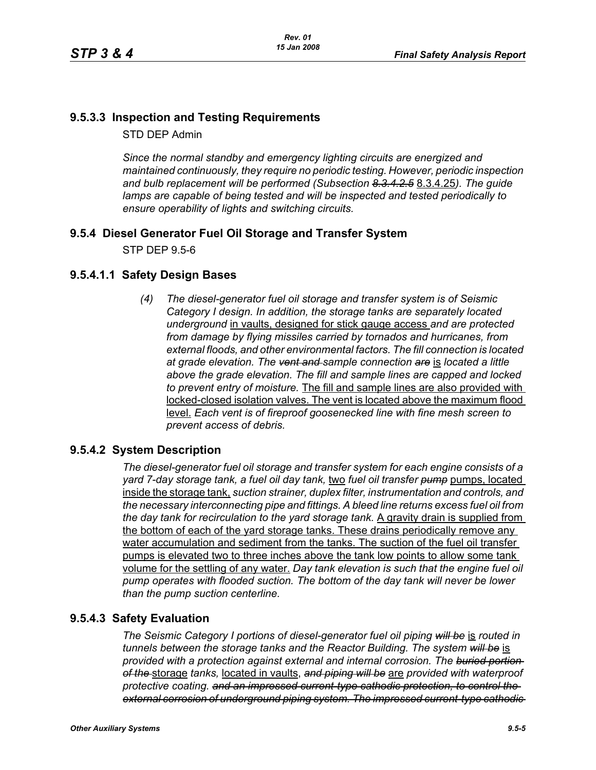## 9.5.3.3 Inspection and Testing Requirements

STD DEP Admin

*Since the normal standby and emergency lighting circuits are energized and maintained continuously, they require no periodic testing. However, periodic inspection and bulb replacement will be performed (Subsection* ~~*8.3.4.2.5*~~ <u>8.3.4.25</u>*). The guide lamps are capable of being tested and will be inspected and tested periodically to ensure operability of lights and switching circuits.*

## 9.5.4 Diesel Generator Fuel Oil Storage and Transfer System

STP DEP 9.5-6

## 9.5.4.1.1 Safety Design Bases

*(4) The diesel-generator fuel oil storage and transfer system is of Seismic Category I design. In addition, the storage tanks are separately located underground* <u>in vaults, designed for stick gauge access</u> *and are protected from damage by flying missiles carried by tornados and hurricanes, from external floods, and other environmental factors. The fill connection is located at grade elevation. The* ~~*vent and*~~ *sample connection* ~~*are*~~ <u>is</u> *located a little above the grade elevation. The fill and sample lines are capped and locked to prevent entry of moisture.* <u>The fill and sample lines are also provided with locked-closed isolation valves. The vent is located above the maximum flood level.</u> *Each vent is of fireproof goosenecked line with fine mesh screen to prevent access of debris.*

## 9.5.4.2 System Description

*The diesel-generator fuel oil storage and transfer system for each engine consists of a yard 7-day storage tank, a fuel oil day tank,* <u>two</u> *fuel oil transfer* ~~*pump*~~ <u>pumps, located inside the storage tank,</u> *suction strainer, duplex filter, instrumentation and controls, and the necessary interconnecting pipe and fittings. A bleed line returns excess fuel oil from the day tank for recirculation to the yard storage tank.* <u>A gravity drain is supplied from the bottom of each of the yard storage tanks. These drains periodically remove any water accumulation and sediment from the tanks. The suction of the fuel oil transfer pumps is elevated two to three inches above the tank low points to allow some tank volume for the settling of any water.</u> *Day tank elevation is such that the engine fuel oil pump operates with flooded suction. The bottom of the day tank will never be lower than the pump suction centerline.*

## 9.5.4.3 Safety Evaluation

*The Seismic Category I portions of diesel-generator fuel oil piping* ~~*will be*~~ <u>is</u> *routed in tunnels between the storage tanks and the Reactor Building. The system* ~~*will be*~~ <u>is</u> *provided with a protection against external and internal corrosion. The* ~~*buried portion of the*~~ <u>storage</u> *tanks,* <u>located in vaults,</u> ~~*and piping will be*~~ <u>are</u> *provided with waterproof protective coating.* ~~*and an impressed current-type cathodic protection, to control the external corrosion of underground piping system. The impressed current-type cathodic*~~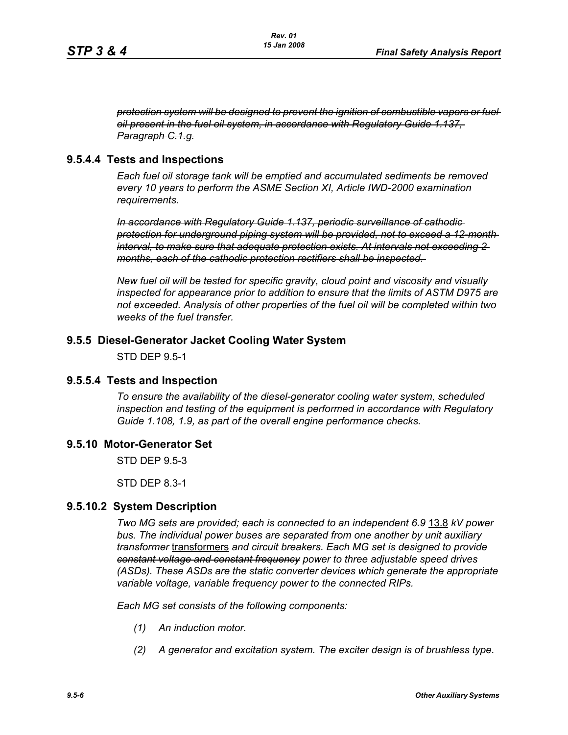~~*protection system will be designed to prevent the ignition of combustible vapors or fuel oil present in the fuel oil system, in accordance with Regulatory Guide 1.137, Paragraph C.1.g.*~~

### 9.5.4.4 Tests and Inspections

*Each fuel oil storage tank will be emptied and accumulated sediments be removed every 10 years to perform the ASME Section XI, Article IWD-2000 examination requirements.*

~~*In accordance with Regulatory Guide 1.137, periodic surveillance of cathodic protection for underground piping system will be provided, not to exceed a 12-month interval, to make sure that adequate protection exists. At intervals not exceeding 2 months, each of the cathodic protection rectifiers shall be inspected.*~~

*New fuel oil will be tested for specific gravity, cloud point and viscosity and visually inspected for appearance prior to addition to ensure that the limits of ASTM D975 are not exceeded. Analysis of other properties of the fuel oil will be completed within two weeks of the fuel transfer.*

## 9.5.5 Diesel-Generator Jacket Cooling Water System

STD DEP 9.5-1

### 9.5.5.4 Tests and Inspection

*To ensure the availability of the diesel-generator cooling water system, scheduled inspection and testing of the equipment is performed in accordance with Regulatory Guide 1.108, 1.9, as part of the overall engine performance checks.*

## 9.5.10 Motor-Generator Set

STD DEP 9.5-3

STD DEP 8.3-1

### 9.5.10.2 System Description

*Two MG sets are provided; each is connected to an independent ~~6.9~~* <u>13.8</u> *kV power bus. The individual power buses are separated from one another by unit auxiliary ~~transformer~~* <u>transformers</u> *and circuit breakers. Each MG set is designed to provide ~~constant voltage and constant frequency~~ power to three adjustable speed drives (ASDs). These ASDs are the static converter devices which generate the appropriate variable voltage, variable frequency power to the connected RIPs.*

*Each MG set consists of the following components:*

*(1) An induction motor.*

*(2) A generator and excitation system. The exciter design is of brushless type.*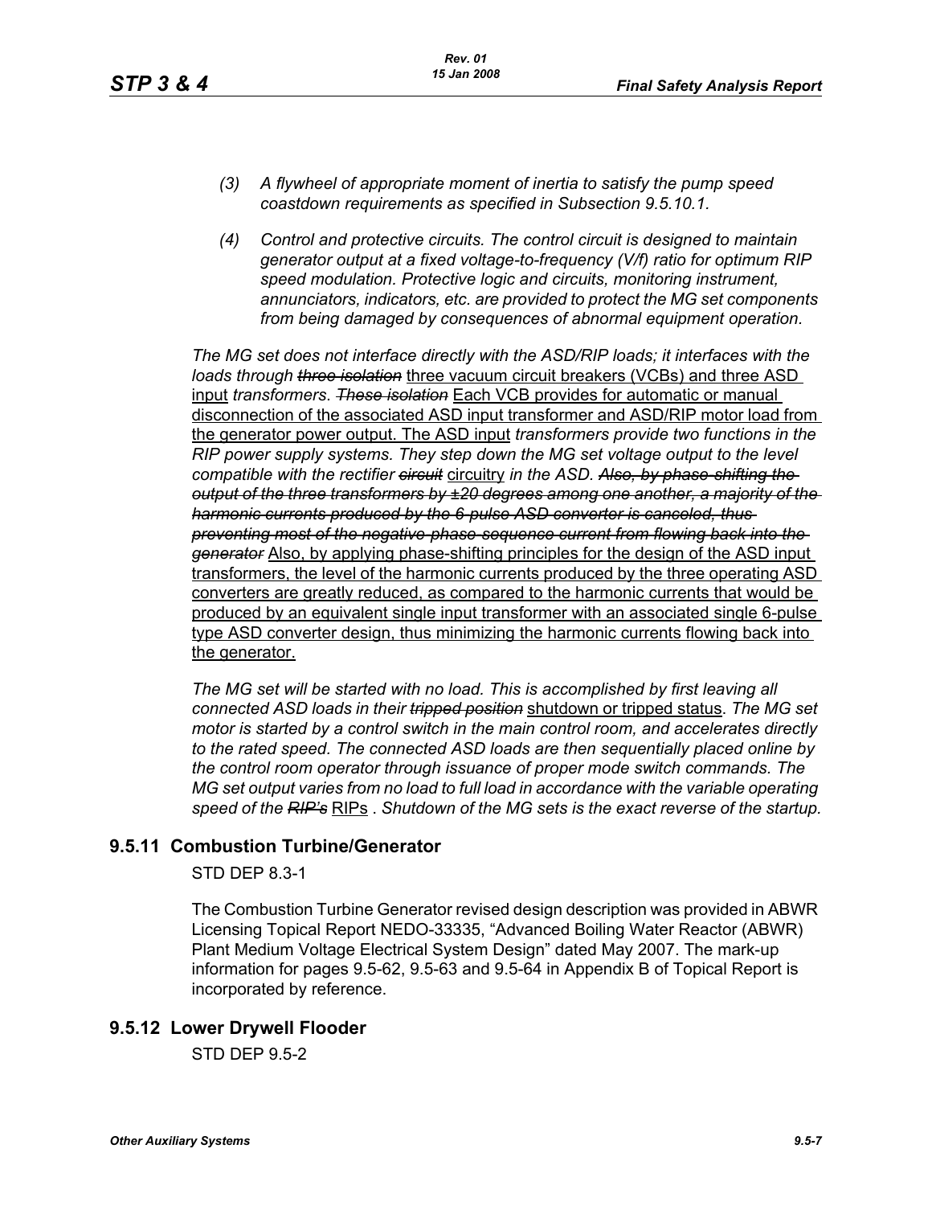*(3) A flywheel of appropriate moment of inertia to satisfy the pump speed coastdown requirements as specified in Subsection 9.5.10.1.*

*(4) Control and protective circuits. The control circuit is designed to maintain generator output at a fixed voltage-to-frequency (V/f) ratio for optimum RIP speed modulation. Protective logic and circuits, monitoring instrument, annunciators, indicators, etc. are provided to protect the MG set components from being damaged by consequences of abnormal equipment operation.*

*The MG set does not interface directly with the ASD/RIP loads; it interfaces with the loads through* ~~*three isolation*~~ <u>three vacuum circuit breakers (VCBs) and three ASD input</u> *transformers*. ~~*These isolation*~~ <u>Each VCB provides for automatic or manual disconnection of the associated ASD input transformer and ASD/RIP motor load from the generator power output. The ASD input</u> *transformers provide two functions in the RIP power supply systems. They step down the MG set voltage output to the level compatible with the rectifier* ~~*circuit*~~ <u>circuitry</u> *in the ASD.* ~~*Also, by phase-shifting the output of the three transformers by ±20 degrees among one another, a majority of the harmonic currents produced by the 6-pulse ASD converter is canceled, thus preventing most of the negative-phase-sequence current from flowing back into the generator*~~ <u>Also, by applying phase-shifting principles for the design of the ASD input transformers, the level of the harmonic currents produced by the three operating ASD converters are greatly reduced, as compared to the harmonic currents that would be produced by an equivalent single input transformer with an associated single 6-pulse type ASD converter design, thus minimizing the harmonic currents flowing back into the generator.</u>

*The MG set will be started with no load. This is accomplished by first leaving all connected ASD loads in their* ~~*tripped position*~~ <u>shutdown or tripped status</u>. *The MG set motor is started by a control switch in the main control room, and accelerates directly to the rated speed. The connected ASD loads are then sequentially placed online by the control room operator through issuance of proper mode switch commands. The MG set output varies from no load to full load in accordance with the variable operating speed of the* ~~*RIP's*~~ <u>RIPs</u> . *Shutdown of the MG sets is the exact reverse of the startup.*

## 9.5.11 Combustion Turbine/Generator

STD DEP 8.3-1

The Combustion Turbine Generator revised design description was provided in ABWR Licensing Topical Report NEDO-33335, "Advanced Boiling Water Reactor (ABWR) Plant Medium Voltage Electrical System Design" dated May 2007. The mark-up information for pages 9.5-62, 9.5-63 and 9.5-64 in Appendix B of Topical Report is incorporated by reference.

## 9.5.12 Lower Drywell Flooder

STD DEP 9.5-2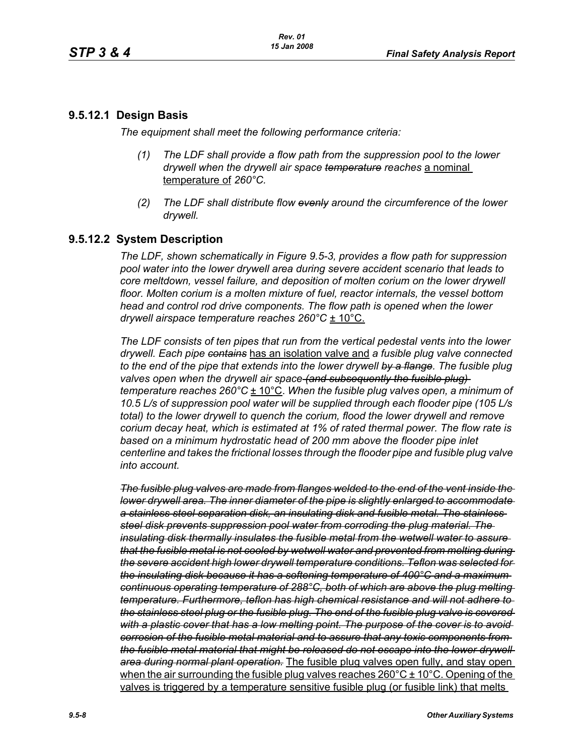## 9.5.12.1 Design Basis

*The equipment shall meet the following performance criteria:*

1. *The LDF shall provide a flow path from the suppression pool to the lower drywell when the drywell air space ~~temperature~~ reaches* a nominal temperature of *260°C.*
2. *The LDF shall distribute flow ~~evenly~~ around the circumference of the lower drywell.*

## 9.5.12.2 System Description

*The LDF, shown schematically in Figure 9.5-3, provides a flow path for suppression pool water into the lower drywell area during severe accident scenario that leads to core meltdown, vessel failure, and deposition of molten corium on the lower drywell floor. Molten corium is a molten mixture of fuel, reactor internals, the vessel bottom head and control rod drive components. The flow path is opened when the lower drywell airspace temperature reaches 260°C* ± 10°C.

*The LDF consists of ten pipes that run from the vertical pedestal vents into the lower drywell. Each pipe ~~contains~~* has an isolation valve and *a fusible plug valve connected to the end of the pipe that extends into the lower drywell ~~by a flange~~. The fusible plug valves open when the drywell air space ~~(and subsequently the fusible plug)~~ temperature reaches 260°C* ± 10°C. *When the fusible plug valves open, a minimum of 10.5 L/s of suppression pool water will be supplied through each flooder pipe (105 L/s total) to the lower drywell to quench the corium, flood the lower drywell and remove corium decay heat, which is estimated at 1% of rated thermal power. The flow rate is based on a minimum hydrostatic head of 200 mm above the flooder pipe inlet centerline and takes the frictional losses through the flooder pipe and fusible plug valve into account.*

~~*The fusible plug valves are made from flanges welded to the end of the vent inside the lower drywell area. The inner diameter of the pipe is slightly enlarged to accommodate a stainless steel separation disk, an insulating disk and fusible metal. The stainless steel disk prevents suppression pool water from corroding the plug material. The insulating disk thermally insulates the fusible metal from the wetwell water to assure that the fusible metal is not cooled by wetwell water and prevented from melting during the severe accident high lower drywell temperature conditions. Teflon was selected for the insulating disk because it has a softening temperature of 400°C and a maximum continuous operating temperature of 288°C, both of which are above the plug melting temperature. Furthermore, teflon has high chemical resistance and will not adhere to the stainless steel plug or the fusible plug. The end of the fusible plug valve is covered with a plastic cover that has a low melting point. The purpose of the cover is to avoid corrosion of the fusible metal material and to assure that any toxic components from the fusible metal material that might be released do not escape into the lower drywell area during normal plant operation.*~~ The fusible plug valves open fully, and stay open when the air surrounding the fusible plug valves reaches 260°C ± 10°C. Opening of the valves is triggered by a temperature sensitive fusible plug (or fusible link) that melts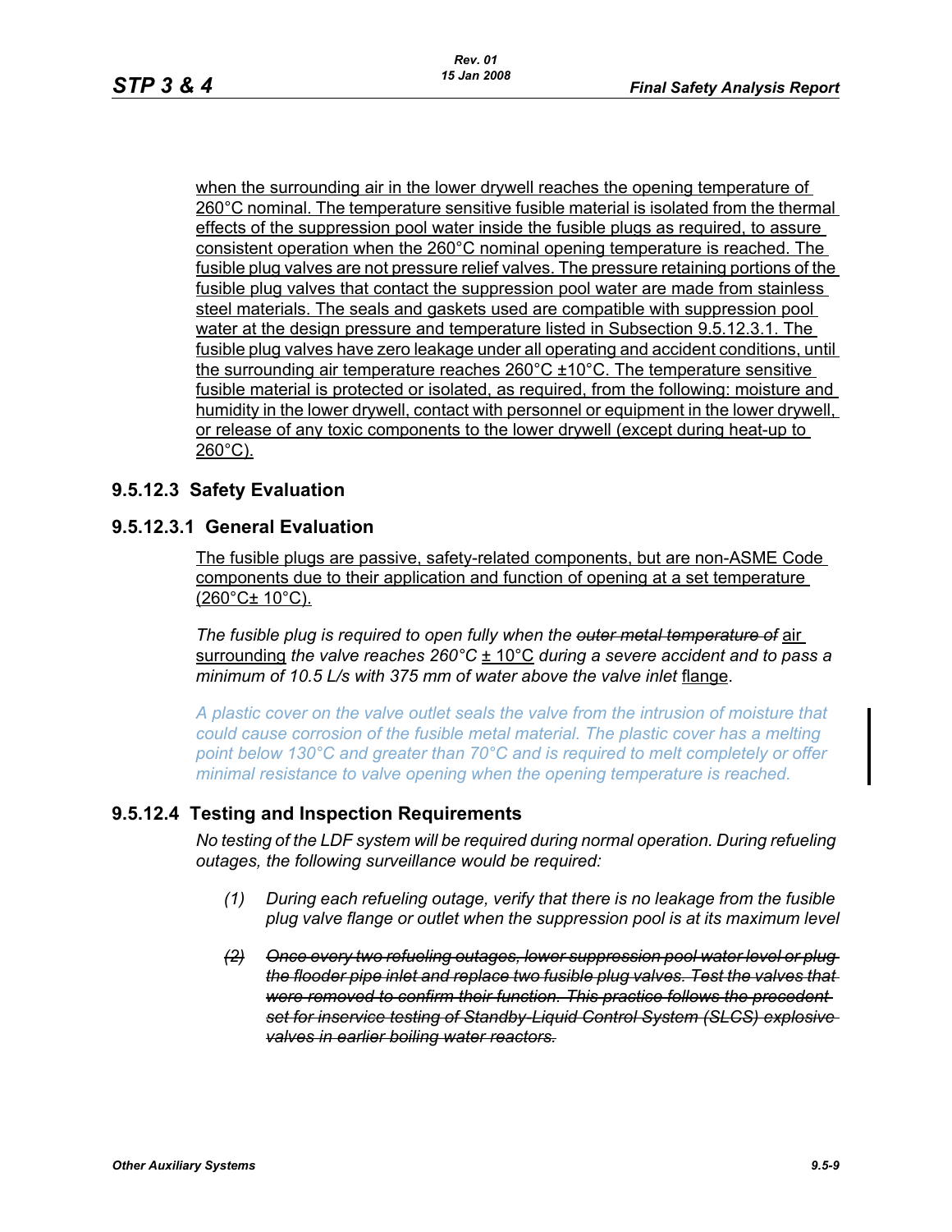when the surrounding air in the lower drywell reaches the opening temperature of 260°C nominal. The temperature sensitive fusible material is isolated from the thermal effects of the suppression pool water inside the fusible plugs as required, to assure consistent operation when the 260°C nominal opening temperature is reached. The fusible plug valves are not pressure relief valves. The pressure retaining portions of the fusible plug valves that contact the suppression pool water are made from stainless steel materials. The seals and gaskets used are compatible with suppression pool water at the design pressure and temperature listed in Subsection 9.5.12.3.1. The fusible plug valves have zero leakage under all operating and accident conditions, until the surrounding air temperature reaches 260°C ±10°C. The temperature sensitive fusible material is protected or isolated, as required, from the following: moisture and humidity in the lower drywell, contact with personnel or equipment in the lower drywell, or release of any toxic components to the lower drywell (except during heat-up to 260°C).

## 9.5.12.3 Safety Evaluation

### 9.5.12.3.1 General Evaluation

The fusible plugs are passive, safety-related components, but are non-ASME Code components due to their application and function of opening at a set temperature (260°C± 10°C).

*The fusible plug is required to open fully when the ~~outer metal temperature of~~* air surrounding *the valve reaches 260°C* ± 10°C *during a severe accident and to pass a minimum of 10.5 L/s with 375 mm of water above the valve inlet* flange.

*A plastic cover on the valve outlet seals the valve from the intrusion of moisture that could cause corrosion of the fusible metal material. The plastic cover has a melting point below 130°C and greater than 70°C and is required to melt completely or offer minimal resistance to valve opening when the opening temperature is reached.*

## 9.5.12.4 Testing and Inspection Requirements

*No testing of the LDF system will be required during normal operation. During refueling outages, the following surveillance would be required:*

1. *During each refueling outage, verify that there is no leakage from the fusible plug valve flange or outlet when the suppression pool is at its maximum level*

2. ~~*Once every two refueling outages, lower suppression pool water level or plug the flooder pipe inlet and replace two fusible plug valves. Test the valves that were removed to confirm their function. This practice follows the precedent set for inservice testing of Standby-Liquid Control System (SLCS) explosive valves in earlier boiling water reactors.*~~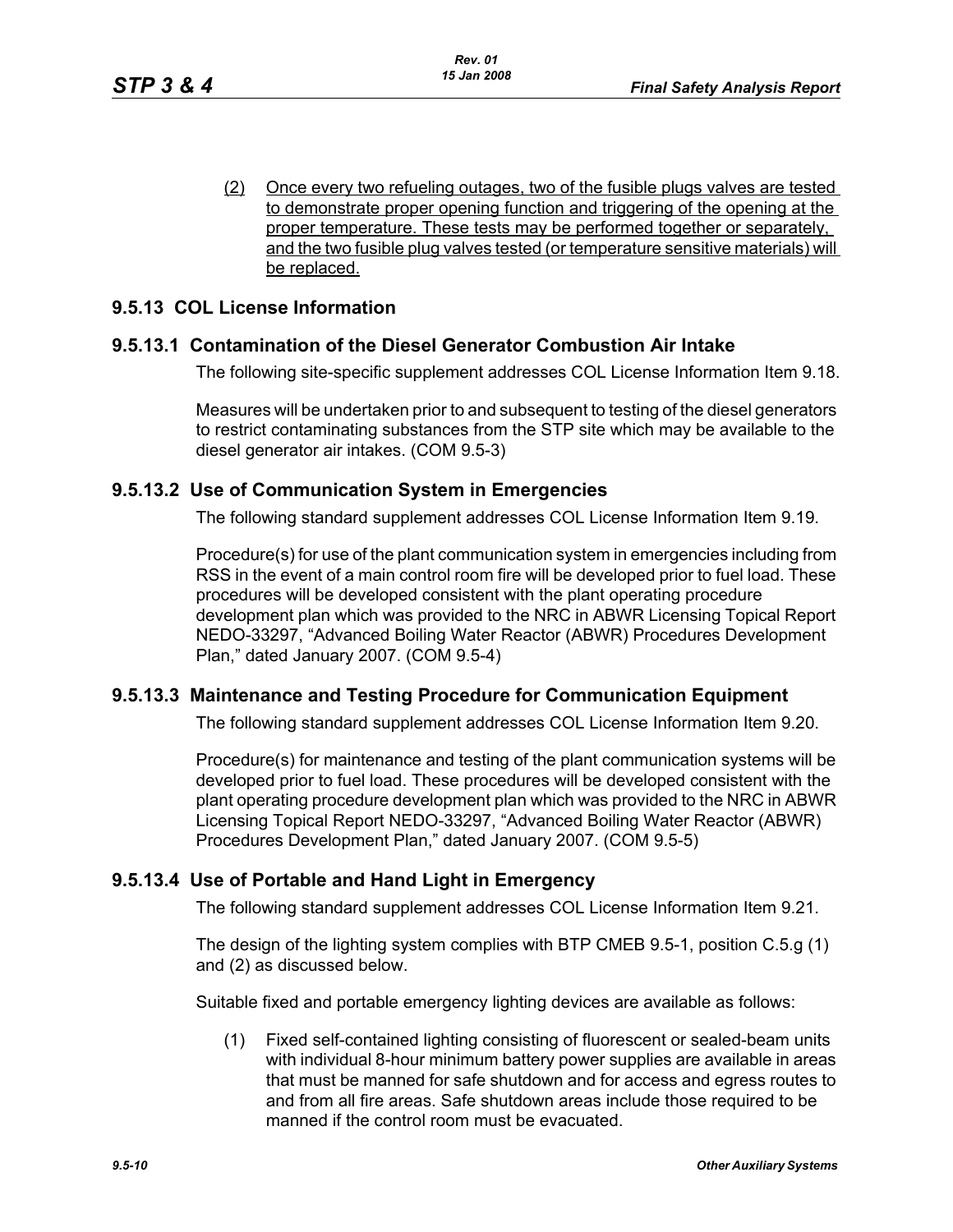(2) Once every two refueling outages, two of the fusible plugs valves are tested to demonstrate proper opening function and triggering of the opening at the proper temperature. These tests may be performed together or separately, and the two fusible plug valves tested (or temperature sensitive materials) will be replaced.

## 9.5.13 COL License Information

### 9.5.13.1 Contamination of the Diesel Generator Combustion Air Intake

The following site-specific supplement addresses COL License Information Item 9.18.

Measures will be undertaken prior to and subsequent to testing of the diesel generators to restrict contaminating substances from the STP site which may be available to the diesel generator air intakes. (COM 9.5-3)

### 9.5.13.2 Use of Communication System in Emergencies

The following standard supplement addresses COL License Information Item 9.19.

Procedure(s) for use of the plant communication system in emergencies including from RSS in the event of a main control room fire will be developed prior to fuel load. These procedures will be developed consistent with the plant operating procedure development plan which was provided to the NRC in ABWR Licensing Topical Report NEDO-33297, "Advanced Boiling Water Reactor (ABWR) Procedures Development Plan," dated January 2007. (COM 9.5-4)

### 9.5.13.3 Maintenance and Testing Procedure for Communication Equipment

The following standard supplement addresses COL License Information Item 9.20.

Procedure(s) for maintenance and testing of the plant communication systems will be developed prior to fuel load. These procedures will be developed consistent with the plant operating procedure development plan which was provided to the NRC in ABWR Licensing Topical Report NEDO-33297, "Advanced Boiling Water Reactor (ABWR) Procedures Development Plan," dated January 2007. (COM 9.5-5)

### 9.5.13.4 Use of Portable and Hand Light in Emergency

The following standard supplement addresses COL License Information Item 9.21.

The design of the lighting system complies with BTP CMEB 9.5-1, position C.5.g (1) and (2) as discussed below.

Suitable fixed and portable emergency lighting devices are available as follows:

(1) Fixed self-contained lighting consisting of fluorescent or sealed-beam units with individual 8-hour minimum battery power supplies are available in areas that must be manned for safe shutdown and for access and egress routes to and from all fire areas. Safe shutdown areas include those required to be manned if the control room must be evacuated.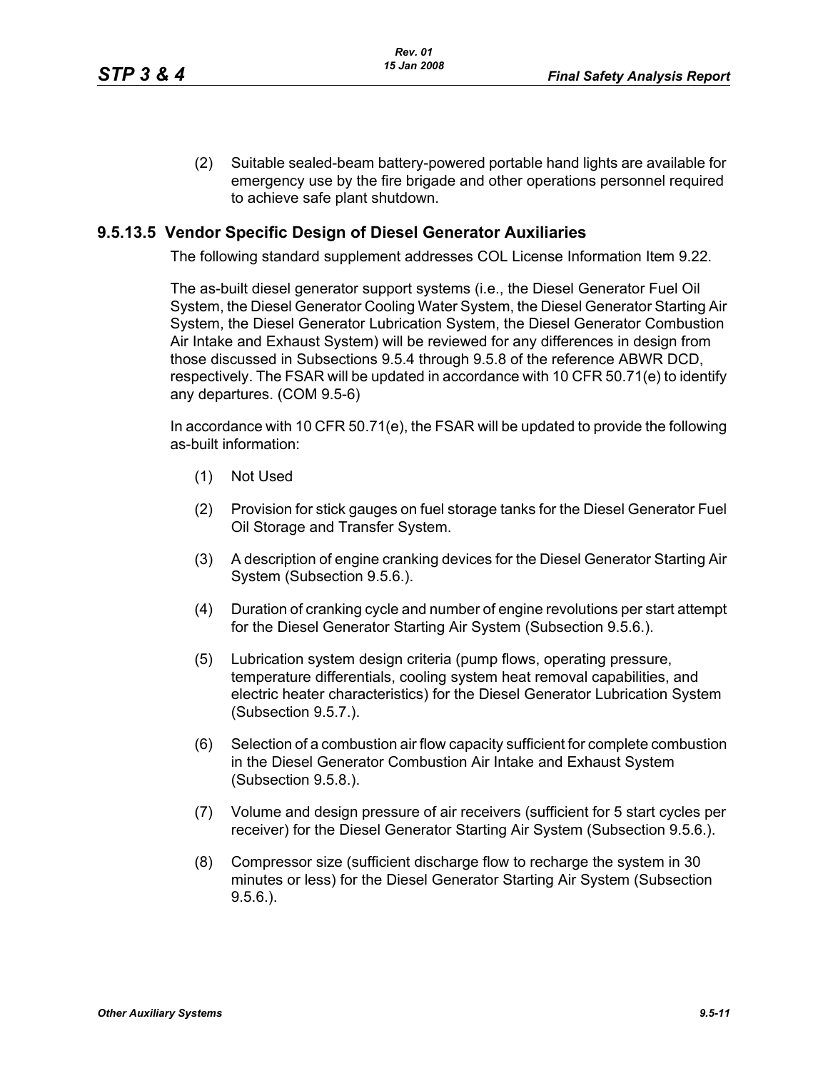(2) Suitable sealed-beam battery-powered portable hand lights are available for emergency use by the fire brigade and other operations personnel required to achieve safe plant shutdown.

### 9.5.13.5 Vendor Specific Design of Diesel Generator Auxiliaries

The following standard supplement addresses COL License Information Item 9.22.

The as-built diesel generator support systems (i.e., the Diesel Generator Fuel Oil System, the Diesel Generator Cooling Water System, the Diesel Generator Starting Air System, the Diesel Generator Lubrication System, the Diesel Generator Combustion Air Intake and Exhaust System) will be reviewed for any differences in design from those discussed in Subsections 9.5.4 through 9.5.8 of the reference ABWR DCD, respectively. The FSAR will be updated in accordance with 10 CFR 50.71(e) to identify any departures. (COM 9.5-6)

In accordance with 10 CFR 50.71(e), the FSAR will be updated to provide the following as-built information:

(1) Not Used

(2) Provision for stick gauges on fuel storage tanks for the Diesel Generator Fuel Oil Storage and Transfer System.

(3) A description of engine cranking devices for the Diesel Generator Starting Air System (Subsection 9.5.6.).

(4) Duration of cranking cycle and number of engine revolutions per start attempt for the Diesel Generator Starting Air System (Subsection 9.5.6.).

(5) Lubrication system design criteria (pump flows, operating pressure, temperature differentials, cooling system heat removal capabilities, and electric heater characteristics) for the Diesel Generator Lubrication System (Subsection 9.5.7.).

(6) Selection of a combustion air flow capacity sufficient for complete combustion in the Diesel Generator Combustion Air Intake and Exhaust System (Subsection 9.5.8.).

(7) Volume and design pressure of air receivers (sufficient for 5 start cycles per receiver) for the Diesel Generator Starting Air System (Subsection 9.5.6.).

(8) Compressor size (sufficient discharge flow to recharge the system in 30 minutes or less) for the Diesel Generator Starting Air System (Subsection 9.5.6.).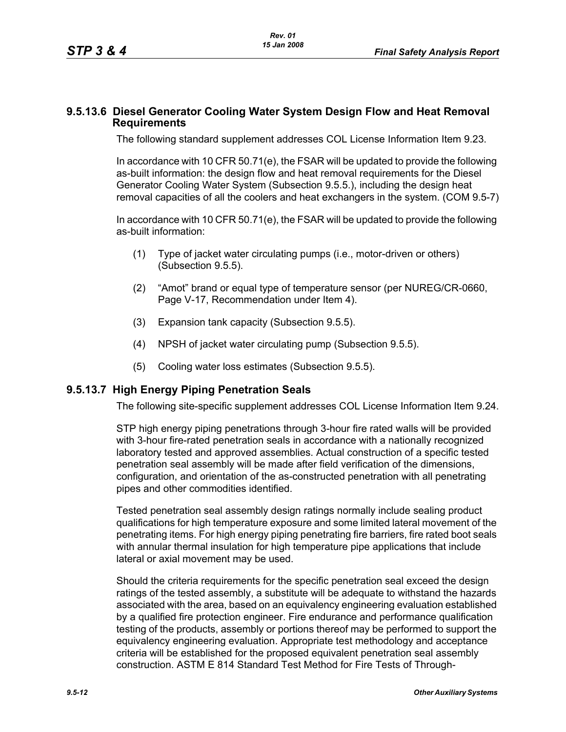### 9.5.13.6 Diesel Generator Cooling Water System Design Flow and Heat Removal Requirements

The following standard supplement addresses COL License Information Item 9.23.

In accordance with 10 CFR 50.71(e), the FSAR will be updated to provide the following as-built information: the design flow and heat removal requirements for the Diesel Generator Cooling Water System (Subsection 9.5.5.), including the design heat removal capacities of all the coolers and heat exchangers in the system. (COM 9.5-7)

In accordance with 10 CFR 50.71(e), the FSAR will be updated to provide the following as-built information:

(1) Type of jacket water circulating pumps (i.e., motor-driven or others) (Subsection 9.5.5).

(2) “Amot” brand or equal type of temperature sensor (per NUREG/CR-0660, Page V-17, Recommendation under Item 4).

(3) Expansion tank capacity (Subsection 9.5.5).

(4) NPSH of jacket water circulating pump (Subsection 9.5.5).

(5) Cooling water loss estimates (Subsection 9.5.5).

### 9.5.13.7 High Energy Piping Penetration Seals

The following site-specific supplement addresses COL License Information Item 9.24.

STP high energy piping penetrations through 3-hour fire rated walls will be provided with 3-hour fire-rated penetration seals in accordance with a nationally recognized laboratory tested and approved assemblies. Actual construction of a specific tested penetration seal assembly will be made after field verification of the dimensions, configuration, and orientation of the as-constructed penetration with all penetrating pipes and other commodities identified.

Tested penetration seal assembly design ratings normally include sealing product qualifications for high temperature exposure and some limited lateral movement of the penetrating items. For high energy piping penetrating fire barriers, fire rated boot seals with annular thermal insulation for high temperature pipe applications that include lateral or axial movement may be used.

Should the criteria requirements for the specific penetration seal exceed the design ratings of the tested assembly, a substitute will be adequate to withstand the hazards associated with the area, based on an equivalency engineering evaluation established by a qualified fire protection engineer. Fire endurance and performance qualification testing of the products, assembly or portions thereof may be performed to support the equivalency engineering evaluation. Appropriate test methodology and acceptance criteria will be established for the proposed equivalent penetration seal assembly construction. ASTM E 814 Standard Test Method for Fire Tests of Through-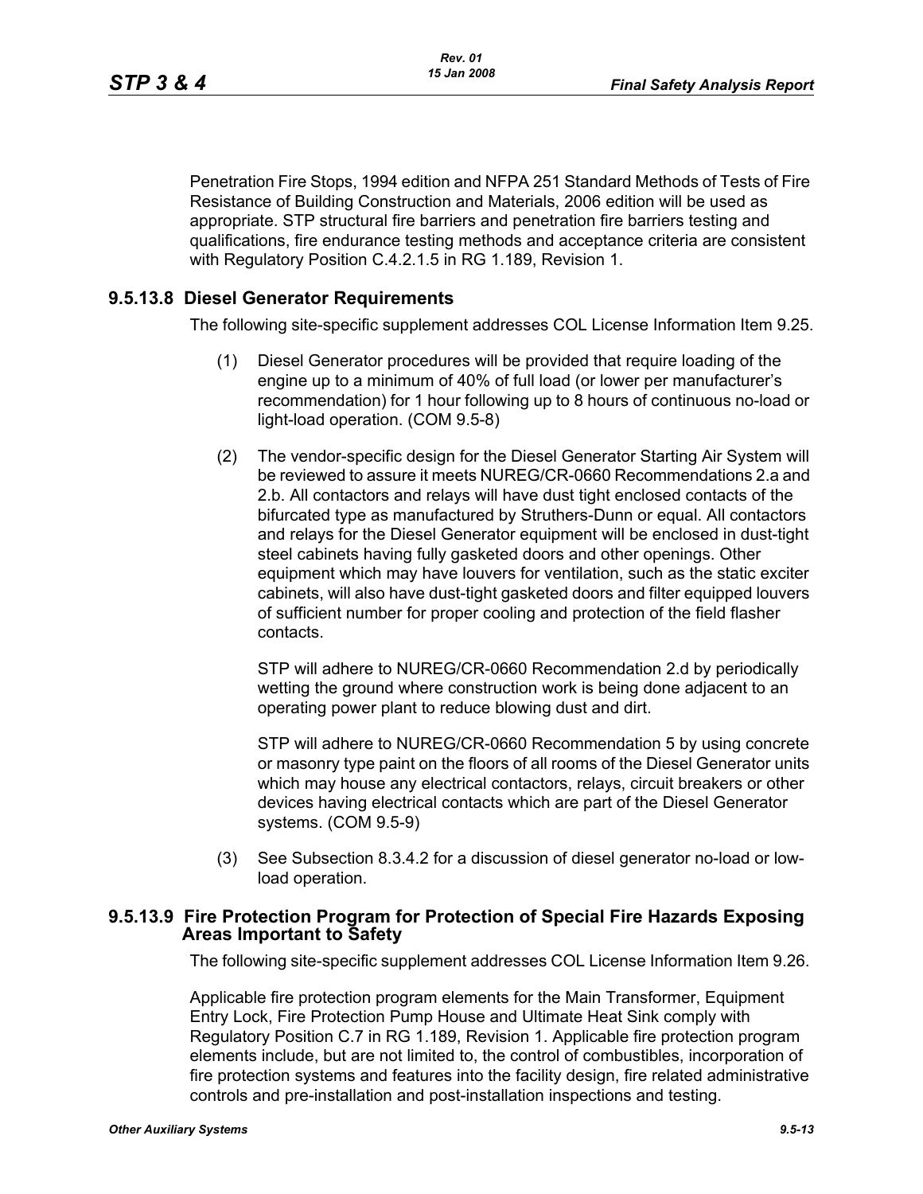Penetration Fire Stops, 1994 edition and NFPA 251 Standard Methods of Tests of Fire Resistance of Building Construction and Materials, 2006 edition will be used as appropriate. STP structural fire barriers and penetration fire barriers testing and qualifications, fire endurance testing methods and acceptance criteria are consistent with Regulatory Position C.4.2.1.5 in RG 1.189, Revision 1.

### 9.5.13.8 Diesel Generator Requirements

The following site-specific supplement addresses COL License Information Item 9.25.

(1) Diesel Generator procedures will be provided that require loading of the engine up to a minimum of 40% of full load (or lower per manufacturer's recommendation) for 1 hour following up to 8 hours of continuous no-load or light-load operation. (COM 9.5-8)

(2) The vendor-specific design for the Diesel Generator Starting Air System will be reviewed to assure it meets NUREG/CR-0660 Recommendations 2.a and 2.b. All contactors and relays will have dust tight enclosed contacts of the bifurcated type as manufactured by Struthers-Dunn or equal. All contactors and relays for the Diesel Generator equipment will be enclosed in dust-tight steel cabinets having fully gasketed doors and other openings. Other equipment which may have louvers for ventilation, such as the static exciter cabinets, will also have dust-tight gasketed doors and filter equipped louvers of sufficient number for proper cooling and protection of the field flasher contacts.

    STP will adhere to NUREG/CR-0660 Recommendation 2.d by periodically wetting the ground where construction work is being done adjacent to an operating power plant to reduce blowing dust and dirt.

    STP will adhere to NUREG/CR-0660 Recommendation 5 by using concrete or masonry type paint on the floors of all rooms of the Diesel Generator units which may house any electrical contactors, relays, circuit breakers or other devices having electrical contacts which are part of the Diesel Generator systems. (COM 9.5-9)

(3) See Subsection 8.3.4.2 for a discussion of diesel generator no-load or low-load operation.

### 9.5.13.9 Fire Protection Program for Protection of Special Fire Hazards Exposing Areas Important to Safety

The following site-specific supplement addresses COL License Information Item 9.26.

Applicable fire protection program elements for the Main Transformer, Equipment Entry Lock, Fire Protection Pump House and Ultimate Heat Sink comply with Regulatory Position C.7 in RG 1.189, Revision 1. Applicable fire protection program elements include, but are not limited to, the control of combustibles, incorporation of fire protection systems and features into the facility design, fire related administrative controls and pre-installation and post-installation inspections and testing.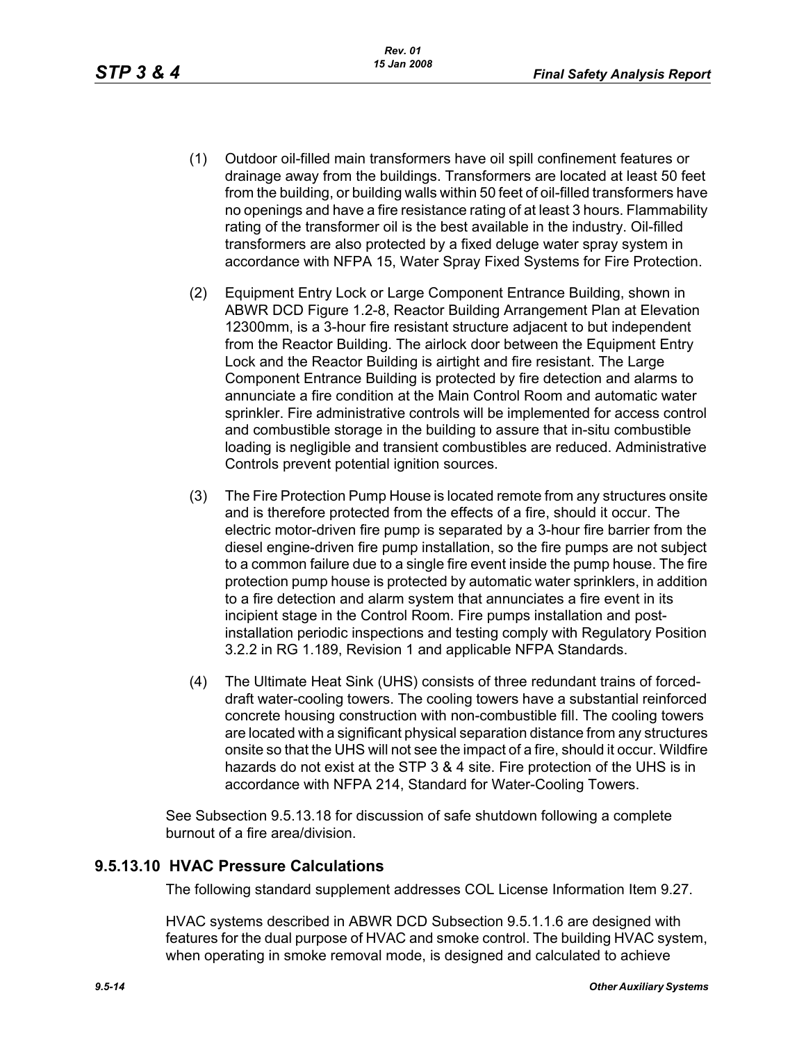(1) Outdoor oil-filled main transformers have oil spill confinement features or drainage away from the buildings. Transformers are located at least 50 feet from the building, or building walls within 50 feet of oil-filled transformers have no openings and have a fire resistance rating of at least 3 hours. Flammability rating of the transformer oil is the best available in the industry. Oil-filled transformers are also protected by a fixed deluge water spray system in accordance with NFPA 15, Water Spray Fixed Systems for Fire Protection.

(2) Equipment Entry Lock or Large Component Entrance Building, shown in ABWR DCD Figure 1.2-8, Reactor Building Arrangement Plan at Elevation 12300mm, is a 3-hour fire resistant structure adjacent to but independent from the Reactor Building. The airlock door between the Equipment Entry Lock and the Reactor Building is airtight and fire resistant. The Large Component Entrance Building is protected by fire detection and alarms to annunciate a fire condition at the Main Control Room and automatic water sprinkler. Fire administrative controls will be implemented for access control and combustible storage in the building to assure that in-situ combustible loading is negligible and transient combustibles are reduced. Administrative Controls prevent potential ignition sources.

(3) The Fire Protection Pump House is located remote from any structures onsite and is therefore protected from the effects of a fire, should it occur. The electric motor-driven fire pump is separated by a 3-hour fire barrier from the diesel engine-driven fire pump installation, so the fire pumps are not subject to a common failure due to a single fire event inside the pump house. The fire protection pump house is protected by automatic water sprinklers, in addition to a fire detection and alarm system that annunciates a fire event in its incipient stage in the Control Room. Fire pumps installation and post-installation periodic inspections and testing comply with Regulatory Position 3.2.2 in RG 1.189, Revision 1 and applicable NFPA Standards.

(4) The Ultimate Heat Sink (UHS) consists of three redundant trains of forced-draft water-cooling towers. The cooling towers have a substantial reinforced concrete housing construction with non-combustible fill. The cooling towers are located with a significant physical separation distance from any structures onsite so that the UHS will not see the impact of a fire, should it occur. Wildfire hazards do not exist at the STP 3 & 4 site. Fire protection of the UHS is in accordance with NFPA 214, Standard for Water-Cooling Towers.

See Subsection 9.5.13.18 for discussion of safe shutdown following a complete burnout of a fire area/division.

## 9.5.13.10 HVAC Pressure Calculations

The following standard supplement addresses COL License Information Item 9.27.

HVAC systems described in ABWR DCD Subsection 9.5.1.1.6 are designed with features for the dual purpose of HVAC and smoke control. The building HVAC system, when operating in smoke removal mode, is designed and calculated to achieve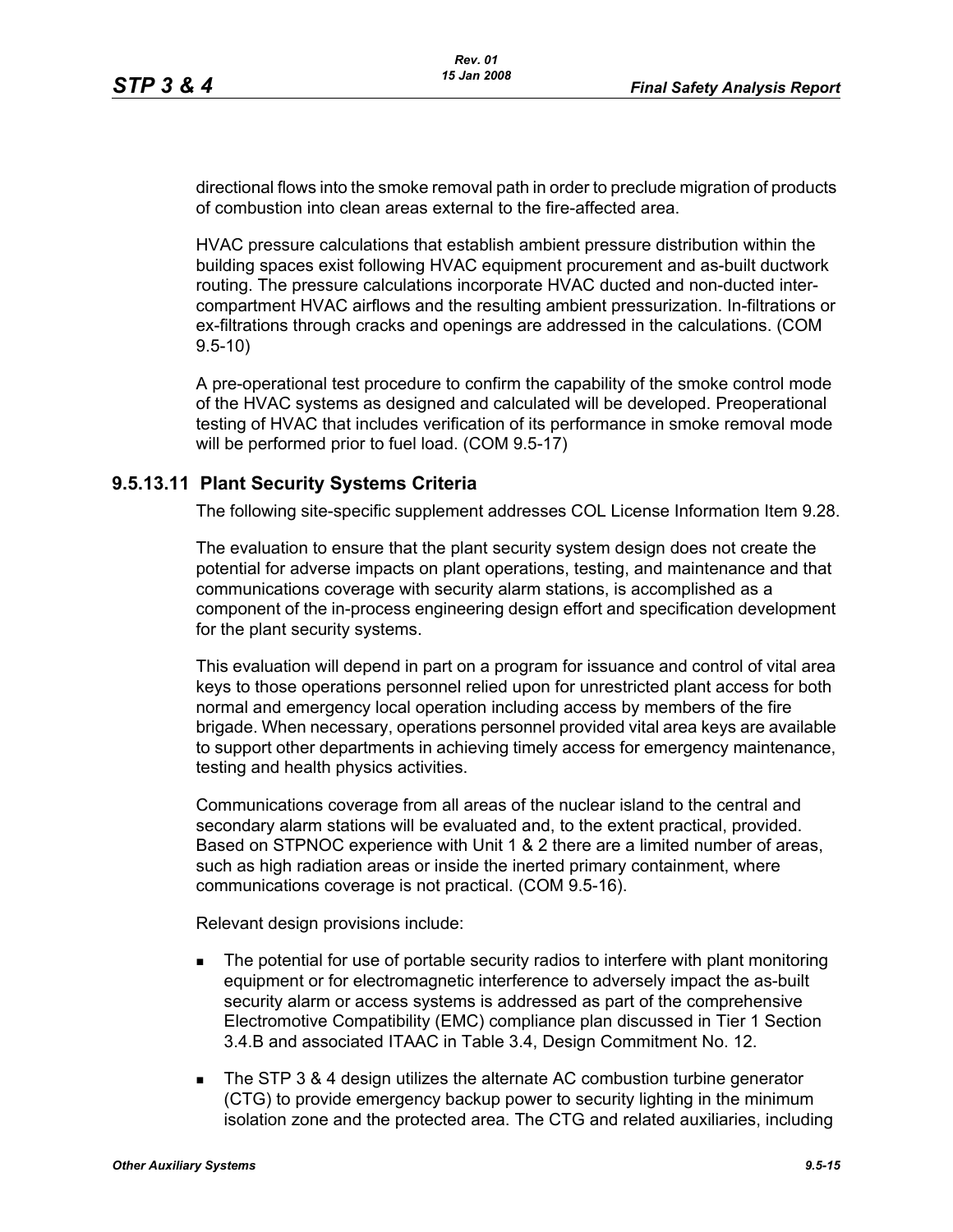directional flows into the smoke removal path in order to preclude migration of products of combustion into clean areas external to the fire-affected area.

HVAC pressure calculations that establish ambient pressure distribution within the building spaces exist following HVAC equipment procurement and as-built ductwork routing. The pressure calculations incorporate HVAC ducted and non-ducted inter-compartment HVAC airflows and the resulting ambient pressurization. In-filtrations or ex-filtrations through cracks and openings are addressed in the calculations. (COM 9.5-10)

A pre-operational test procedure to confirm the capability of the smoke control mode of the HVAC systems as designed and calculated will be developed. Preoperational testing of HVAC that includes verification of its performance in smoke removal mode will be performed prior to fuel load. (COM 9.5-17)

### 9.5.13.11 Plant Security Systems Criteria

The following site-specific supplement addresses COL License Information Item 9.28.

The evaluation to ensure that the plant security system design does not create the potential for adverse impacts on plant operations, testing, and maintenance and that communications coverage with security alarm stations, is accomplished as a component of the in-process engineering design effort and specification development for the plant security systems.

This evaluation will depend in part on a program for issuance and control of vital area keys to those operations personnel relied upon for unrestricted plant access for both normal and emergency local operation including access by members of the fire brigade. When necessary, operations personnel provided vital area keys are available to support other departments in achieving timely access for emergency maintenance, testing and health physics activities.

Communications coverage from all areas of the nuclear island to the central and secondary alarm stations will be evaluated and, to the extent practical, provided. Based on STPNOC experience with Unit 1 & 2 there are a limited number of areas, such as high radiation areas or inside the inerted primary containment, where communications coverage is not practical. (COM 9.5-16).

Relevant design provisions include:

- The potential for use of portable security radios to interfere with plant monitoring equipment or for electromagnetic interference to adversely impact the as-built security alarm or access systems is addressed as part of the comprehensive Electromotive Compatibility (EMC) compliance plan discussed in Tier 1 Section 3.4.B and associated ITAAC in Table 3.4, Design Commitment No. 12.
- The STP 3 & 4 design utilizes the alternate AC combustion turbine generator (CTG) to provide emergency backup power to security lighting in the minimum isolation zone and the protected area. The CTG and related auxiliaries, including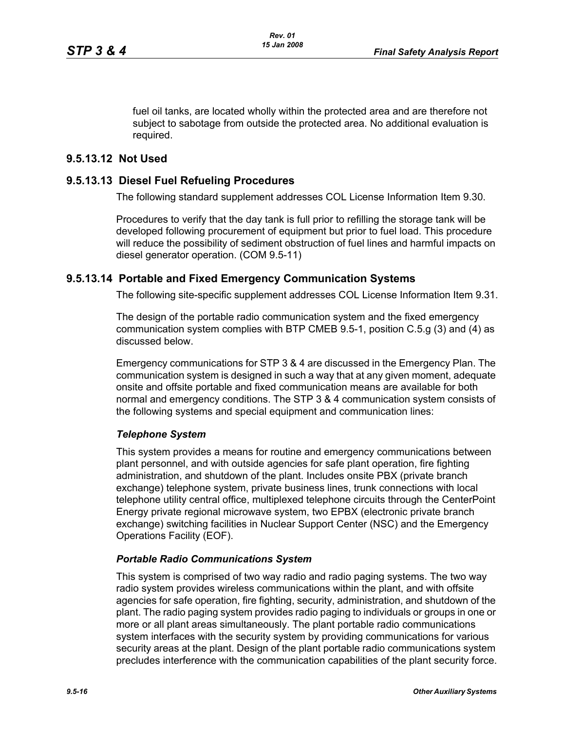fuel oil tanks, are located wholly within the protected area and are therefore not subject to sabotage from outside the protected area. No additional evaluation is required.

## 9.5.13.12 Not Used

## 9.5.13.13 Diesel Fuel Refueling Procedures

The following standard supplement addresses COL License Information Item 9.30.

Procedures to verify that the day tank is full prior to refilling the storage tank will be developed following procurement of equipment but prior to fuel load. This procedure will reduce the possibility of sediment obstruction of fuel lines and harmful impacts on diesel generator operation. (COM 9.5-11)

## 9.5.13.14 Portable and Fixed Emergency Communication Systems

The following site-specific supplement addresses COL License Information Item 9.31.

The design of the portable radio communication system and the fixed emergency communication system complies with BTP CMEB 9.5-1, position C.5.g (3) and (4) as discussed below.

Emergency communications for STP 3 & 4 are discussed in the Emergency Plan. The communication system is designed in such a way that at any given moment, adequate onsite and offsite portable and fixed communication means are available for both normal and emergency conditions. The STP 3 & 4 communication system consists of the following systems and special equipment and communication lines:

***Telephone System***

This system provides a means for routine and emergency communications between plant personnel, and with outside agencies for safe plant operation, fire fighting administration, and shutdown of the plant. Includes onsite PBX (private branch exchange) telephone system, private business lines, trunk connections with local telephone utility central office, multiplexed telephone circuits through the CenterPoint Energy private regional microwave system, two EPBX (electronic private branch exchange) switching facilities in Nuclear Support Center (NSC) and the Emergency Operations Facility (EOF).

***Portable Radio Communications System***

This system is comprised of two way radio and radio paging systems. The two way radio system provides wireless communications within the plant, and with offsite agencies for safe operation, fire fighting, security, administration, and shutdown of the plant. The radio paging system provides radio paging to individuals or groups in one or more or all plant areas simultaneously. The plant portable radio communications system interfaces with the security system by providing communications for various security areas at the plant. Design of the plant portable radio communications system precludes interference with the communication capabilities of the plant security force.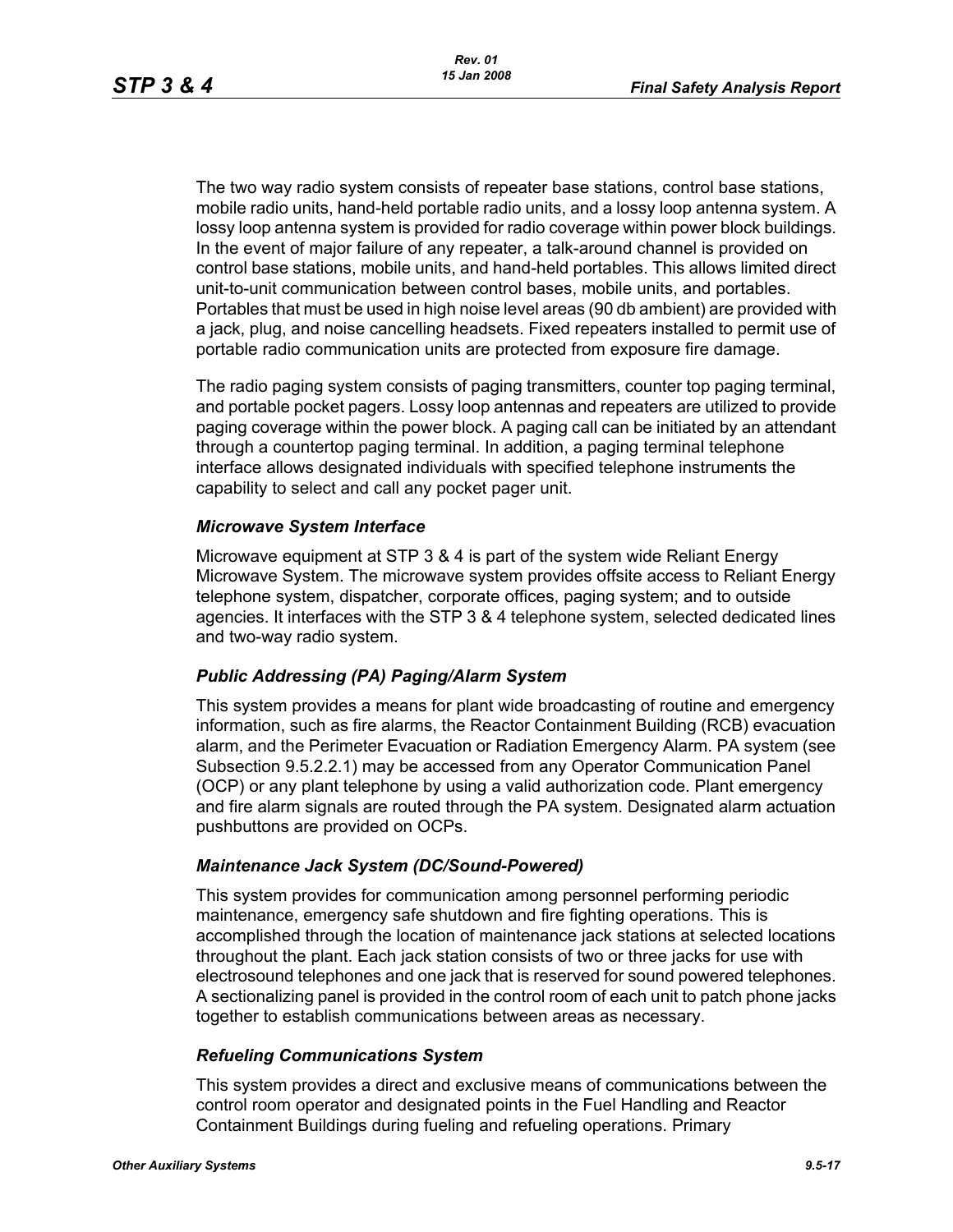The two way radio system consists of repeater base stations, control base stations, mobile radio units, hand-held portable radio units, and a lossy loop antenna system. A lossy loop antenna system is provided for radio coverage within power block buildings. In the event of major failure of any repeater, a talk-around channel is provided on control base stations, mobile units, and hand-held portables. This allows limited direct unit-to-unit communication between control bases, mobile units, and portables. Portables that must be used in high noise level areas (90 db ambient) are provided with a jack, plug, and noise cancelling headsets. Fixed repeaters installed to permit use of portable radio communication units are protected from exposure fire damage.

The radio paging system consists of paging transmitters, counter top paging terminal, and portable pocket pagers. Lossy loop antennas and repeaters are utilized to provide paging coverage within the power block. A paging call can be initiated by an attendant through a countertop paging terminal. In addition, a paging terminal telephone interface allows designated individuals with specified telephone instruments the capability to select and call any pocket pager unit.

### *Microwave System Interface*

Microwave equipment at STP 3 & 4 is part of the system wide Reliant Energy Microwave System. The microwave system provides offsite access to Reliant Energy telephone system, dispatcher, corporate offices, paging system; and to outside agencies. It interfaces with the STP 3 & 4 telephone system, selected dedicated lines and two-way radio system.

### *Public Addressing (PA) Paging/Alarm System*

This system provides a means for plant wide broadcasting of routine and emergency information, such as fire alarms, the Reactor Containment Building (RCB) evacuation alarm, and the Perimeter Evacuation or Radiation Emergency Alarm. PA system (see Subsection 9.5.2.2.1) may be accessed from any Operator Communication Panel (OCP) or any plant telephone by using a valid authorization code. Plant emergency and fire alarm signals are routed through the PA system. Designated alarm actuation pushbuttons are provided on OCPs.

### *Maintenance Jack System (DC/Sound-Powered)*

This system provides for communication among personnel performing periodic maintenance, emergency safe shutdown and fire fighting operations. This is accomplished through the location of maintenance jack stations at selected locations throughout the plant. Each jack station consists of two or three jacks for use with electrosound telephones and one jack that is reserved for sound powered telephones. A sectionalizing panel is provided in the control room of each unit to patch phone jacks together to establish communications between areas as necessary.

### *Refueling Communications System*

This system provides a direct and exclusive means of communications between the control room operator and designated points in the Fuel Handling and Reactor Containment Buildings during fueling and refueling operations. Primary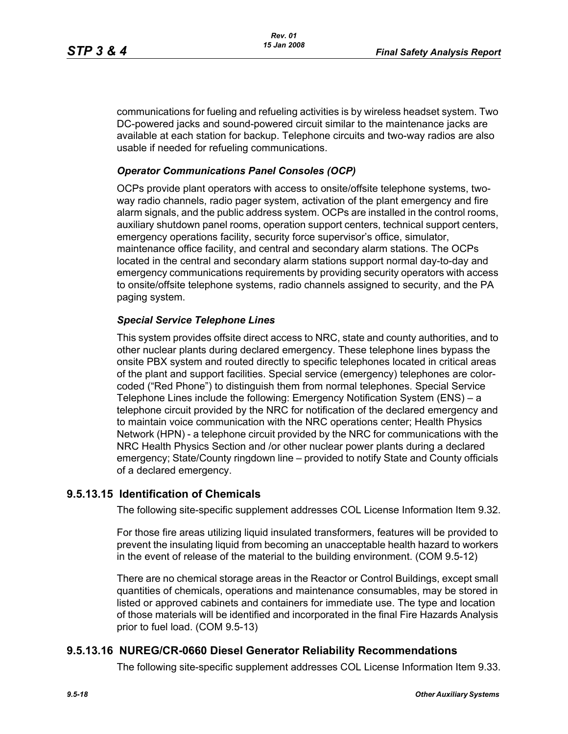communications for fueling and refueling activities is by wireless headset system. Two DC-powered jacks and sound-powered circuit similar to the maintenance jacks are available at each station for backup. Telephone circuits and two-way radios are also usable if needed for refueling communications.

***Operator Communications Panel Consoles (OCP)***

OCPs provide plant operators with access to onsite/offsite telephone systems, two-way radio channels, radio pager system, activation of the plant emergency and fire alarm signals, and the public address system. OCPs are installed in the control rooms, auxiliary shutdown panel rooms, operation support centers, technical support centers, emergency operations facility, security force supervisor's office, simulator, maintenance office facility, and central and secondary alarm stations. The OCPs located in the central and secondary alarm stations support normal day-to-day and emergency communications requirements by providing security operators with access to onsite/offsite telephone systems, radio channels assigned to security, and the PA paging system.

***Special Service Telephone Lines***

This system provides offsite direct access to NRC, state and county authorities, and to other nuclear plants during declared emergency. These telephone lines bypass the onsite PBX system and routed directly to specific telephones located in critical areas of the plant and support facilities. Special service (emergency) telephones are color-coded ("Red Phone") to distinguish them from normal telephones. Special Service Telephone Lines include the following: Emergency Notification System (ENS) – a telephone circuit provided by the NRC for notification of the declared emergency and to maintain voice communication with the NRC operations center; Health Physics Network (HPN) - a telephone circuit provided by the NRC for communications with the NRC Health Physics Section and /or other nuclear power plants during a declared emergency; State/County ringdown line – provided to notify State and County officials of a declared emergency.

## 9.5.13.15 Identification of Chemicals

The following site-specific supplement addresses COL License Information Item 9.32.

For those fire areas utilizing liquid insulated transformers, features will be provided to prevent the insulating liquid from becoming an unacceptable health hazard to workers in the event of release of the material to the building environment. (COM 9.5-12)

There are no chemical storage areas in the Reactor or Control Buildings, except small quantities of chemicals, operations and maintenance consumables, may be stored in listed or approved cabinets and containers for immediate use. The type and location of those materials will be identified and incorporated in the final Fire Hazards Analysis prior to fuel load. (COM 9.5-13)

## 9.5.13.16 NUREG/CR-0660 Diesel Generator Reliability Recommendations

The following site-specific supplement addresses COL License Information Item 9.33.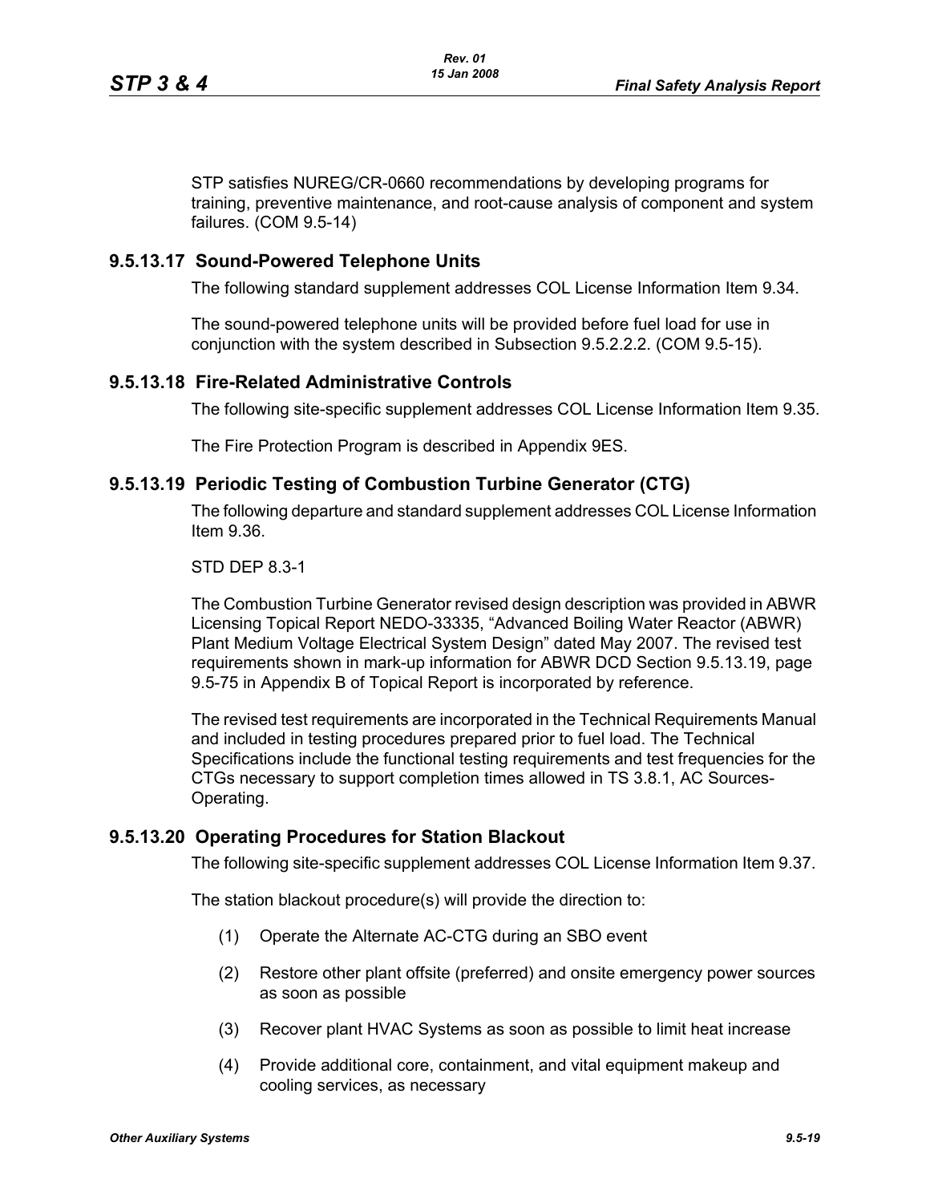STP satisfies NUREG/CR-0660 recommendations by developing programs for training, preventive maintenance, and root-cause analysis of component and system failures. (COM 9.5-14)

### 9.5.13.17 Sound-Powered Telephone Units

The following standard supplement addresses COL License Information Item 9.34.

The sound-powered telephone units will be provided before fuel load for use in conjunction with the system described in Subsection 9.5.2.2.2. (COM 9.5-15).

### 9.5.13.18 Fire-Related Administrative Controls

The following site-specific supplement addresses COL License Information Item 9.35.

The Fire Protection Program is described in Appendix 9ES.

### 9.5.13.19 Periodic Testing of Combustion Turbine Generator (CTG)

The following departure and standard supplement addresses COL License Information Item 9.36.

STD DEP 8.3-1

The Combustion Turbine Generator revised design description was provided in ABWR Licensing Topical Report NEDO-33335, "Advanced Boiling Water Reactor (ABWR) Plant Medium Voltage Electrical System Design" dated May 2007. The revised test requirements shown in mark-up information for ABWR DCD Section 9.5.13.19, page 9.5-75 in Appendix B of Topical Report is incorporated by reference.

The revised test requirements are incorporated in the Technical Requirements Manual and included in testing procedures prepared prior to fuel load. The Technical Specifications include the functional testing requirements and test frequencies for the CTGs necessary to support completion times allowed in TS 3.8.1, AC Sources-Operating.

### 9.5.13.20 Operating Procedures for Station Blackout

The following site-specific supplement addresses COL License Information Item 9.37.

The station blackout procedure(s) will provide the direction to:

(1) Operate the Alternate AC-CTG during an SBO event

(2) Restore other plant offsite (preferred) and onsite emergency power sources as soon as possible

(3) Recover plant HVAC Systems as soon as possible to limit heat increase

(4) Provide additional core, containment, and vital equipment makeup and cooling services, as necessary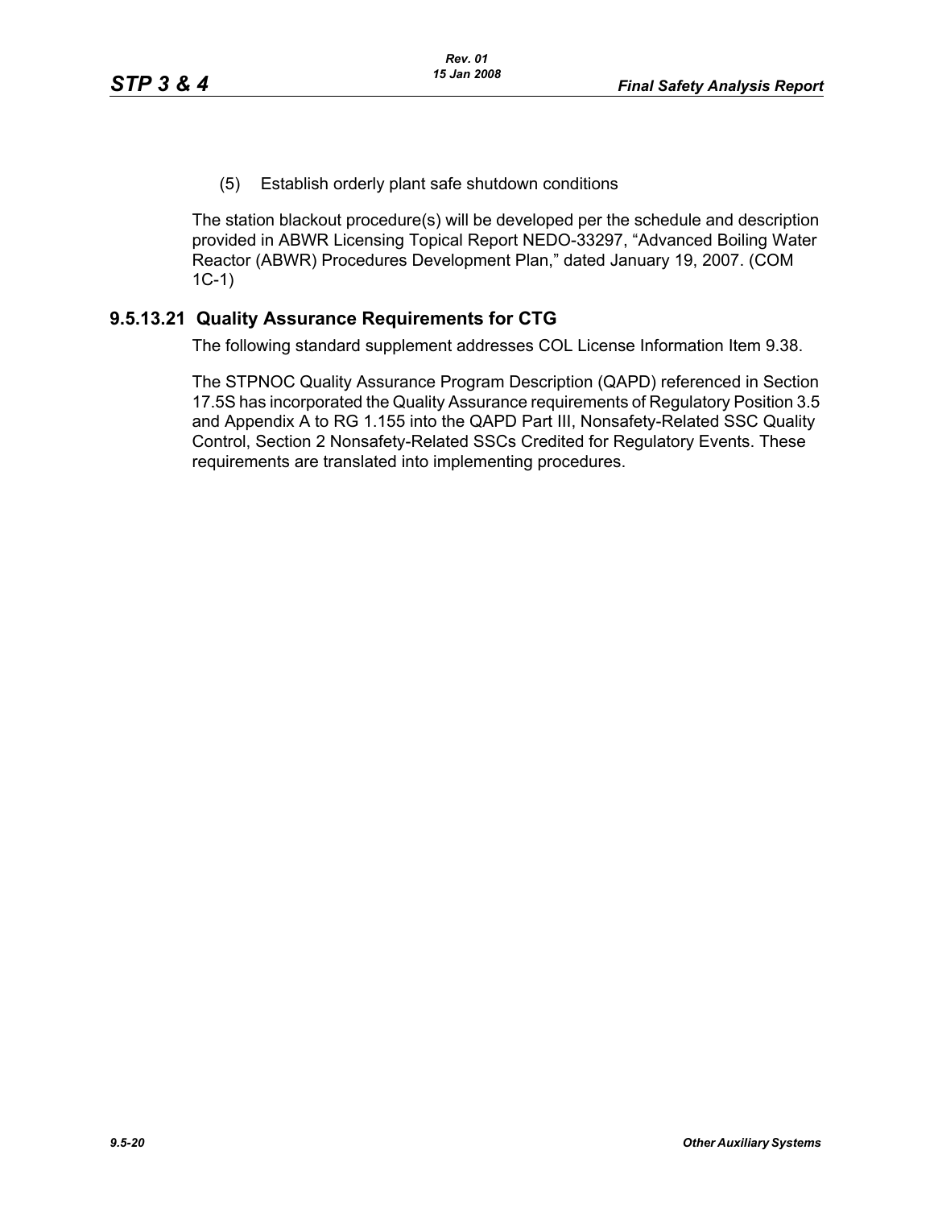(5) Establish orderly plant safe shutdown conditions

The station blackout procedure(s) will be developed per the schedule and description provided in ABWR Licensing Topical Report NEDO-33297, "Advanced Boiling Water Reactor (ABWR) Procedures Development Plan," dated January 19, 2007. (COM 1C-1)

### 9.5.13.21 Quality Assurance Requirements for CTG

The following standard supplement addresses COL License Information Item 9.38.

The STPNOC Quality Assurance Program Description (QAPD) referenced in Section 17.5S has incorporated the Quality Assurance requirements of Regulatory Position 3.5 and Appendix A to RG 1.155 into the QAPD Part III, Nonsafety-Related SSC Quality Control, Section 2 Nonsafety-Related SSCs Credited for Regulatory Events. These requirements are translated into implementing procedures.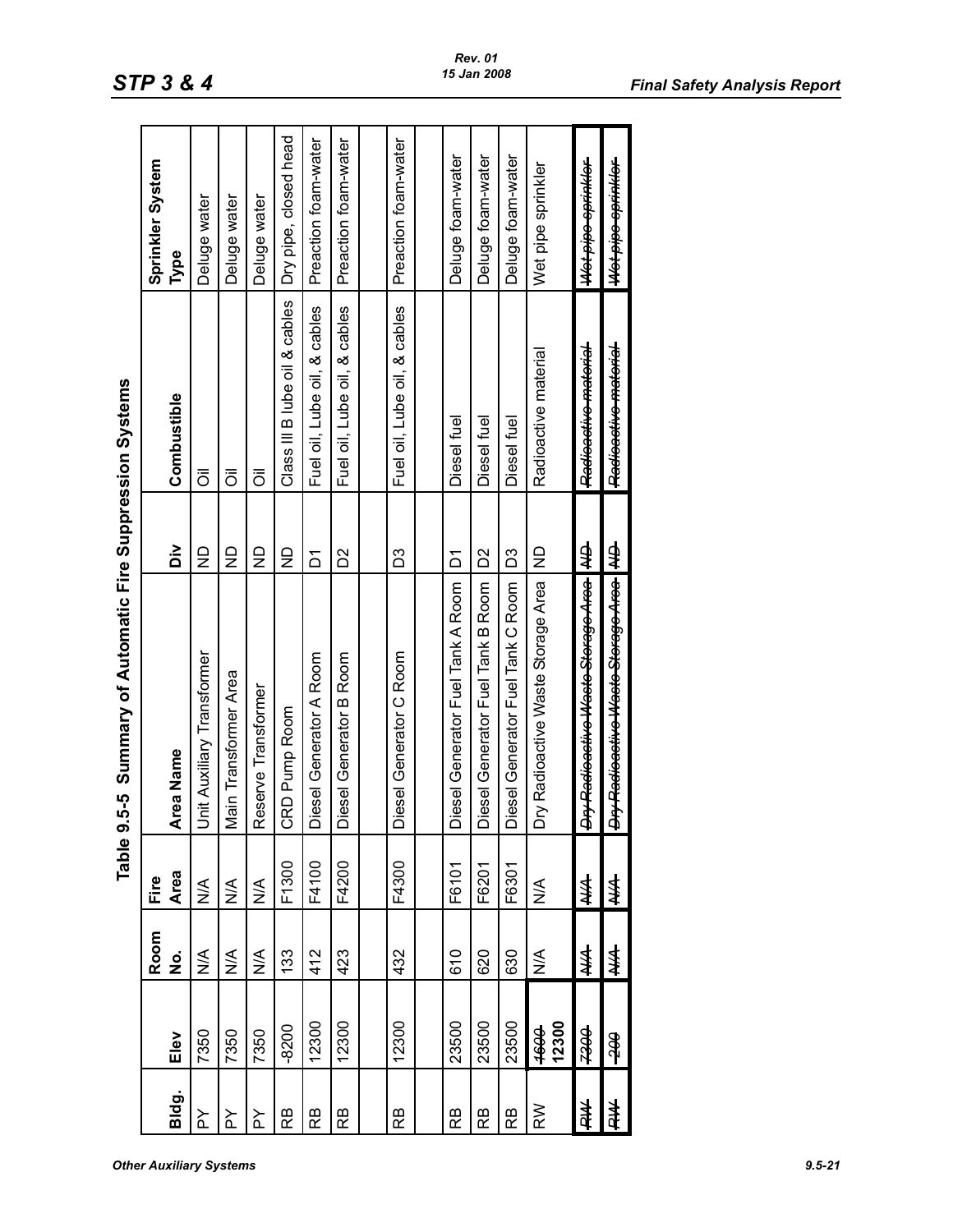## Table 9.5-5 Summary of Automatic Fire Suppression Systems

| Bldg. | Elev | Room No. | Fire Area | Area Name | Div | Combustible | Sprinkler System Type |
|---|---|---|---|---|---|---|---|
| PY | 7350 | N/A | N/A | Unit Auxiliary Transformer | ND | Oil | Deluge water |
| PY | 7350 | N/A | N/A | Main Transformer Area | ND | Oil | Deluge water |
| PY | 7350 | N/A | N/A | Reserve Transformer | ND | Oil | Deluge water |
| RB | -8200 | 133 | F1300 | CRD Pump Room | ND | Class III B lube oil & cables | Dry pipe, closed head |
| RB | 12300 | 412 | F4100 | Diesel Generator A Room | D1 | Fuel oil, Lube oil, & cables | Preaction foam-water |
| RB | 12300 | 423 | F4200 | Diesel Generator B Room | D2 | Fuel oil, Lube oil, & cables | Preaction foam-water |
| RB | 12300 | 432 | F4300 | Diesel Generator C Room | D3 | Fuel oil, Lube oil, & cables | Preaction foam-water |
| RB | 23500 | 610 | F6101 | Diesel Generator Fuel Tank A Room | D1 | Diesel fuel | Deluge foam-water |
| RB | 23500 | 620 | F6201 | Diesel Generator Fuel Tank B Room | D2 | Diesel fuel | Deluge foam-water |
| RB | 23500 | 630 | F6301 | Diesel Generator Fuel Tank C Room | D3 | Diesel fuel | Deluge foam-water |
| RW | ~~1600~~ 12300 | N/A | N/A | Dry Radioactive Waste Storage Area | ND | Radioactive material | Wet pipe sprinkler |
| ~~RW~~ | ~~7300~~ | ~~N/A~~ | ~~N/A~~ | ~~Dry Radioactive Waste Storage Area~~ | ~~ND~~ | ~~Radioactive material~~ | ~~Wet pipe sprinkler~~ |
| ~~RW~~ | ~~-200~~ | ~~N/A~~ | ~~N/A~~ | ~~Dry Radioactive Waste Storage Area~~ | ~~ND~~ | ~~Radioactive material~~ | ~~Wet pipe sprinkler~~ |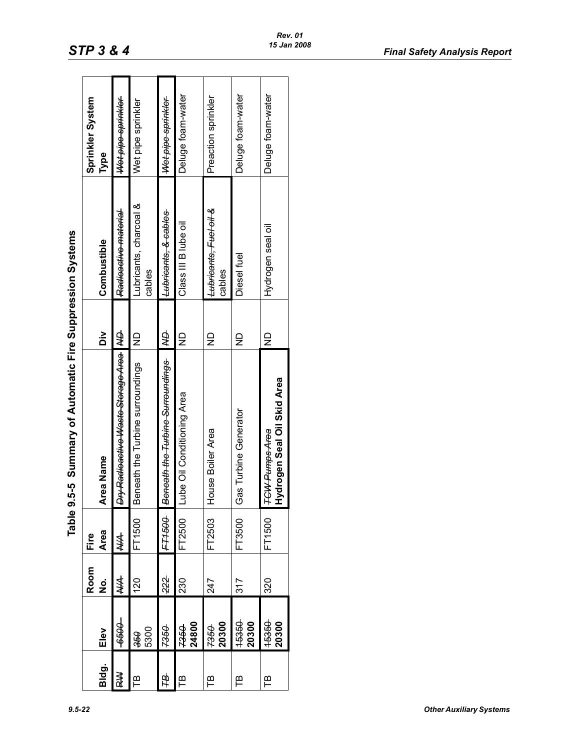# Table 9.5-5 Summary of Automatic Fire Suppression Systems

| Bldg. | Elev | Room No. | Fire Area | Area Name | Div | Combustible | Sprinkler System Type |
|---|---|---|---|---|---|---|---|
| ~~RW~~ | ~~-6500~~ | ~~N/A~~ | ~~N/A~~ | ~~Dry Radioactive Waste Storage Area~~ | ~~ND~~ | ~~Radioactive material~~ | ~~Wet pipe sprinkler~~ |
| TB | ~~350~~ 5300 | 120 | FT1500 | Beneath the Turbine surroundings | ND | Lubricants, charcoal & cables | Wet pipe sprinkler |
| ~~TB~~ | ~~7350~~ | ~~222~~ | ~~FT1500~~ | ~~Beneath the Turbine Surroundings~~ | ~~ND~~ | ~~Lubricants, & cables~~ | ~~Wet pipe sprinkler~~ |
| TB | ~~7350~~ **24800** | 230 | FT2500 | Lube Oil Conditioning Area | ND | Class III B lube oil | Deluge foam-water |
| TB | ~~7350~~ **20300** | 247 | FT2503 | House Boiler Area | ND | ~~Lubricants, Fuel oil &~~ cables | Preaction sprinkler |
| TB | ~~15350~~ **20300** | 317 | FT3500 | Gas Turbine Generator | ND | Diesel fuel | Deluge foam-water |
| TB | ~~15350~~ **20300** | 320 | FT1500 | ~~TCW Pumps Area~~ **Hydrogen Seal Oil Skid Area** | ND | Hydrogen seal oil | Deluge foam-water |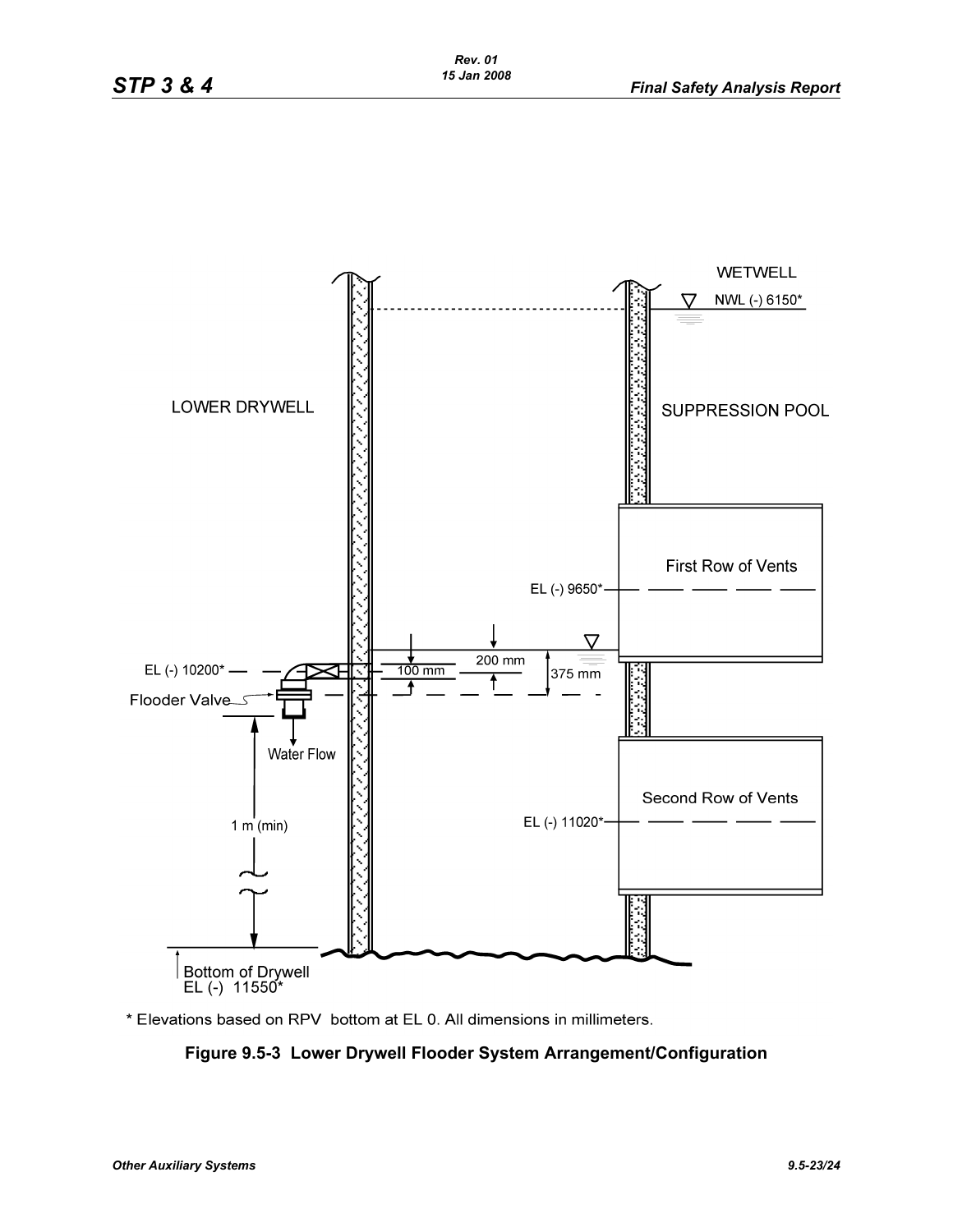WETWELL

NWL (-) 6150*

LOWER DRYWELL

SUPPRESSION POOL

First Row of Vents

EL (-) 9650*

200 mm

100 mm

375 mm

EL (-) 10200*

Flooder Valve

Water Flow

Second Row of Vents

EL (-) 11020*

1 m (min)

Bottom of Drywell
EL (-) 11550*

\* Elevations based on RPV bottom at EL 0. All dimensions in millimeters.

**Figure 9.5-3 Lower Drywell Flooder System Arrangement/Configuration**